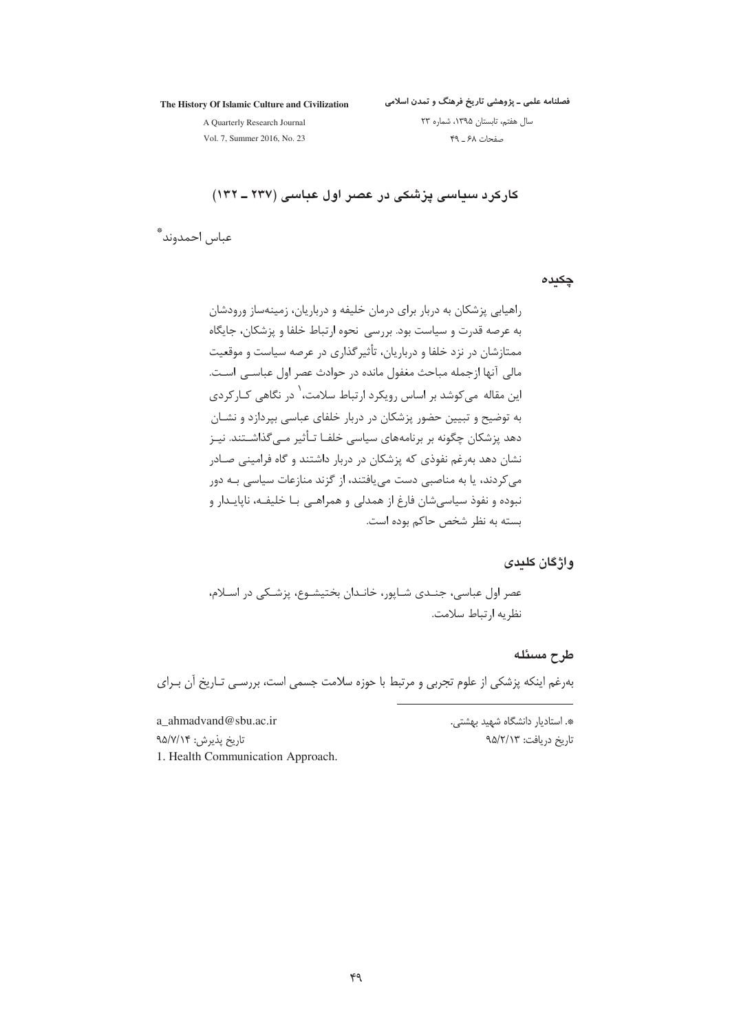# کارکرد سیاسی پزشکی در عصر اول عباسی (۲۳۷ ـ ۱۳۲)

عباس احمدوند*

## چکیده

راهیابی پزشکان به دربار برای درمان خلیفه و درباریان، زمینه‌ساز ورودشان به عرصه قدرت و سیاست بود. بررسی نحوه ارتباط خلفا و پزشکان، جایگاه ممتازشان در نزد خلفا و درباریان، تأثیرگذاری در عرصه سیاست و موقعیت مالی آنها ازجمله مباحث مغفول مانده در حوادث عصر اول عباسی است. این مقاله می‌کوشد بر اساس رویکرد ارتباط سلامت،[1] در نگاهی کارکردی به توضیح و تبیین حضور پزشکان در دربار خلفای عباسی بپردازد و نشان دهد پزشکان چگونه بر برنامه‌های سیاسی خلفا تأثیر می‌گذاشتند. نیز نشان دهد به‌رغم نفوذی که پزشکان در دربار داشتند و گاه فرامینی صادر می‌کردند، یا به مناصبی دست می‌یافتند، از گزند منازعات سیاسی به دور نبوده و نفوذ سیاسی‌شان فارغ از همدلی و همراهی با خلیفه، ناپایدار و بسته به نظر شخص حاکم بوده است.

## واژگان کلیدی

عصر اول عباسی، جندی شاپور، خاندان بختیشوع، پزشکی در اسلام، نظریه ارتباط سلامت.

## طرح مسئله

به‌رغم اینکه پزشکی از علوم تجربی و مرتبط با حوزه سلامت جسمی است، بررسی تاریخ آن برای

---

*. استادیار دانشگاه شهید بهشتی. a_ahmadvand@sbu.ac.ir

تاریخ دریافت: ۹۵/۲/۱۳ تاریخ پذیرش: ۹۵/۷/۱۴

1. Health Communication Approach.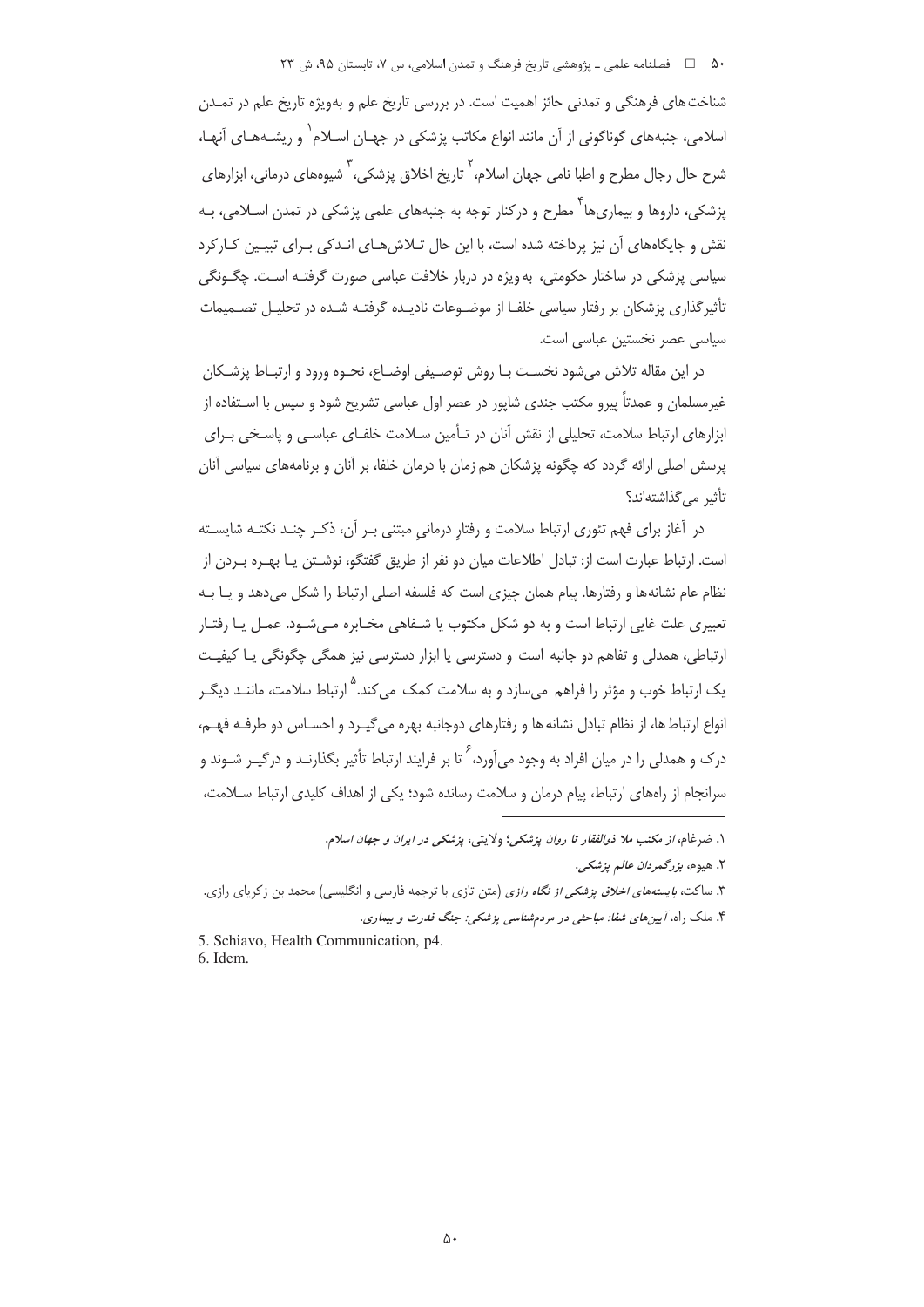شناخت‌های فرهنگی و تمدنی حائز اهمیت است. در بررسی تاریخ علم و به‌ویژه تاریخ علم در تمدن اسلامی، جنبه‌های گوناگونی از آن مانند انواع مکاتب پزشکی در جهان اسلام[1] و ریشه‌های آنها، شرح حال رجال مطرح و اطبا نامی جهان اسلام،[2] تاریخ اخلاق پزشکی،[3] شیوه‌های درمانی، ابزارهای پزشکی، داروها و بیماری‌ها[4] مطرح و درکنار توجه به جنبه‌های علمی پزشکی در تمدن اسلامی، به نقش و جایگاه‌های آن نیز پرداخته شده است، با این حال تلاش‌های اندکی برای تبیین کارکرد سیاسی پزشکی در ساختار حکومتی، به‌ویژه در دربار خلافت عباسی صورت گرفته است. چگونگی تأثیرگذاری پزشکان بر رفتار سیاسی خلفا از موضوعات نادیده گرفته شده در تحلیل تصمیمات سیاسی عصر نخستین عباسی است.

در این مقاله تلاش می‌شود نخست با روش توصیفی اوضاع، نحوه ورود و ارتباط پزشکان غیرمسلمان و عمدتاً پیرو مکتب جندی شاپور در عصر اول عباسی تشریح شود و سپس با استفاده از ابزارهای ارتباط سلامت، تحلیلی از نقش آنان در تأمین سلامت خلفای عباسی و پاسخی برای پرسش اصلی ارائه گردد که چگونه پزشکان هم زمان با درمان خلفا، بر آنان و برنامه‌های سیاسی آنان تأثیر می‌گذاشته‌اند؟

در آغاز برای فهم تئوری ارتباط سلامت و رفتارِ درمانیِ مبتنی بر آن، ذکر چند نکته شایسته است. ارتباط عبارت است از: تبادل اطلاعات میان دو نفر از طریق گفتگو، نوشتن یا بهره بردن از نظام عام نشانه‌ها و رفتارها. پیام همان چیزی است که فلسفه اصلی ارتباط را شکل می‌دهد و یا به تعبیری علت غایی ارتباط است و به دو شکل مکتوب یا شفاهی مخابره می‌شود. عمل یا رفتار ارتباطی، همدلی و تفاهم دو جانبه است و دسترسی یا ابزار دسترسی نیز همگی چگونگی یا کیفیت یک ارتباط خوب و مؤثر را فراهم می‌سازد و به سلامت کمک می‌کند.[5] ارتباط سلامت، مانند دیگر انواع ارتباط ها، از نظام تبادل نشانه ها و رفتارهای دوجانبه بهره می‌گیرد و احساس دو طرفه فهم، درک و همدلی را در میان افراد به وجود می‌آورد،[6] تا بر فرایند ارتباط تأثیر بگذارند و درگیر شوند و سرانجام از راه‌های ارتباط، پیام درمان و سلامت رسانده شود؛ یکی از اهداف کلیدی ارتباط سلامت،

---

۱. ضرغام، *از مکتب ملا ذوالفقار تا روان پزشکی*؛ ولایتی، *پزشکی در ایران و جهان اسلام*.

۲. هیوم، *بزرگمردان عالم پزشکی*.

۳. ساکت، *بایسته‌های اخلاق پزشکی از نگاه رازی* (متن تازی با ترجمه فارسی و انگلیسی) محمد بن زکریای رازی.

۴. ملک راه، *آیین‌های شفا: مباحثی در مردم‌شناسی پزشکی: جنگ قدرت و بیماری*.

5. Schiavo, Health Communication, p4.

6. Idem.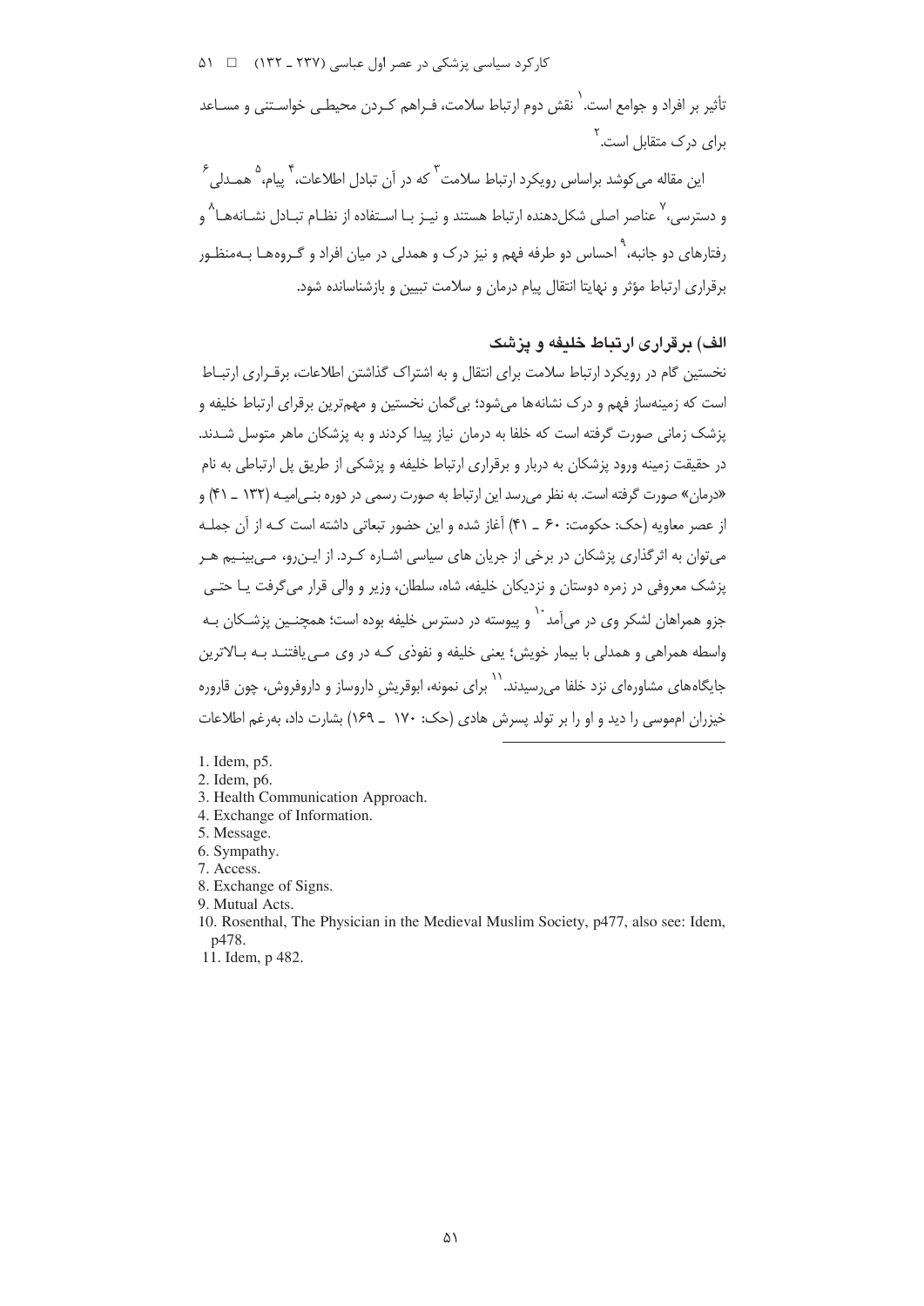تأثیر بر افراد و جوامع است.[1] نقش دوم ارتباط سلامت، فراهم کردن محیطی خواستنی و مساعد برای درک متقابل است.[2]

این مقاله می‌کوشد براساس رویکرد ارتباط سلامت[3] که در آن تبادل اطلاعات،[4] پیام،[5] همدلی[6] و دسترسی،[7] عناصر اصلی شکل‌دهنده ارتباط هستند و نیز با استفاده از نظام تبادل نشانه‌ها[8] و رفتارهای دو جانبه،[9] احساس دو طرفه فهم و نیز درک و همدلی در میان افراد و گروه‌ها به‌منظور برقراری ارتباط مؤثر و نهایتا انتقال پیام درمان و سلامت تبیین و بازشناسانده شود.

## الف) برقراری ارتباط خلیفه و پزشک

نخستین گام در رویکرد ارتباط سلامت برای انتقال و به اشتراک گذاشتن اطلاعات، برقراری ارتباط است که زمینه‌ساز فهم و درک نشانه‌ها می‌شود؛ بی‌گمان نخستین و مهم‌ترین برقرای ارتباط خلیفه و پزشک زمانی صورت گرفته است که خلفا به درمان نیاز پیدا کردند و به پزشکان ماهر متوسل شدند. در حقیقت زمینه ورود پزشکان به دربار و برقراری ارتباط خلیفه و پزشکی از طریق پل ارتباطی به نام «درمان» صورت گرفته است. به نظر می‌رسد این ارتباط به صورت رسمی در دوره بنی‌امیه (۱۳۲ ـ ۴۱) و از عصر معاویه (حک: حکومت: ۶۰ ـ ۴۱) آغاز شده و این حضور تبعاتی داشته است که از آن جمله می‌توان به اثرگذاری پزشکان در برخی از جریان های سیاسی اشاره کرد. از این‌رو، می‌بینیم هر پزشک معروفی در زمره دوستان و نزدیکان خلیفه، شاه، سلطان، وزیر و والی قرار می‌گرفت یا حتی جزو همراهان لشکر وی در می‌آمد[10] و پیوسته در دسترس خلیفه بوده است؛ همچنین پزشکان به واسطه همراهی و همدلی با بیمار خویش؛ یعنی خلیفه و نفوذی که در وی می‌یافتند به بالاترین جایگاه‌های مشاوره‌ای نزد خلفا می‌رسیدند.[11] برای نمونه، ابوقریشِ داروساز و داروفروش، چون قاروره خیزران امموسی را دید و او را بر تولد پسرش هادی (حک: ۱۷۰ ـ ۱۶۹) بشارت داد، به‌رغم اطلاعات

---

1. Idem, p5.
2. Idem, p6.
3. Health Communication Approach.
4. Exchange of Information.
5. Message.
6. Sympathy.
7. Access.
8. Exchange of Signs.
9. Mutual Acts.
10. Rosenthal, The Physician in the Medieval Muslim Society, p477, also see: Idem, p478.
11. Idem, p 482.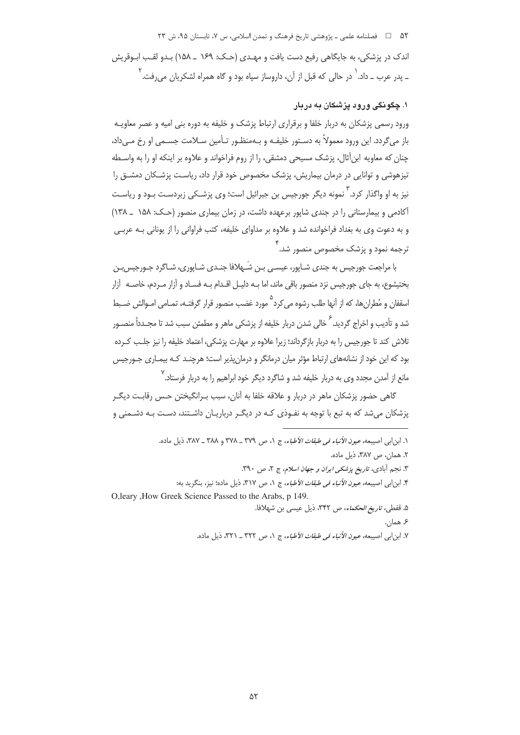اندک در پزشکی، به جایگاهی رفیع دست یافت و مهدی (حک: ۱۶۹ ـ ۱۵۸) بدو لقب ابوقریش ـ پدر عرب ـ داد.[۱] در حالی که قبل از آن، داروساز سپاه بود و گاه همراه لشکریان می‌رفت.[۲]

### ۱. چگونگی ورود پزشکان به دربار

ورود رسمی پزشکان به دربار خلفا و برقراری ارتباط پزشک و خلیفه به دوره بنی امیه و عصر معاویه باز می‌گردد. این ورود معمولاً به دستور خلیفه و به‌منظور تأمین سلامت جسمی او رخ می‌داد، چنان که معاویه ابن‌أثال، پزشک مسیحی دمشقی، را از روم فراخواند و علاوه بر اینکه او را به واسطه تیزهوشی و توانایی در درمان بیماریش، پزشک مخصوص خود قرار داد، ریاست پزشکان دمشق را نیز به او واگذار کرد.[۳] نمونه دیگر جورجیس بن جبرائیل است؛ وی پزشکی زبردست بود و ریاست آکادمی و بیمارستانی را در جندی شاپور برعهده داشت، در زمان بیماری منصور (حک: ۱۵۸ ـ ۱۳۸) و به دعوت وی به بغداد فراخوانده شد و علاوه بر مداوای خلیفه، کتب فراوانی را از یونانی به عربی ترجمه نمود و پزشک مخصوص منصور شد.[۴]

با مراجعت جورجیس به جندی شاپور، عیسی بن شَهلافا جندی شاپوری، شاگرد جورجیس‌بن بختیشوع، به جای جورجیس نزد منصور باقی ماند، اما به دلیل اقدام به فساد و آزار مردم، خاصه آزار اسقفان و مُطران‌ها، که از آنها طلب رشوه می‌کرد[۵] مورد غضب منصور قرار گرفته، تمامی اموالش ضبط شد و تأدیب و اخراج گردید.[۶] خالی شدن دربار خلیفه از پزشکی ماهر و مطمئن سبب شد تا مجدداً منصور تلاش کند تا جورجیس را به دربار بازگرداند؛ زیرا علاوه بر مهارت پزشکی، اعتماد خلیفه را نیز جلب کرده بود که این خود از نشانه‌های ارتباط مؤثر میان درمانگر و درمان‌پذیر است؛ هرچند که بیماری جورجیس مانع از آمدن مجدد وی به دربار خلیفه شد و شاگرد دیگر خود ابراهیم را به دربار فرستاد.[۷]

گاهی حضور پزشکان ماهر در دربار و علاقه خلفا به آنان، سبب برانگیختن حس رقابت دیگر پزشکان می‌شد که به تبع با توجه به نفوذی که در دیگر درباریان داشتند، دست به دشمنی و

---

۱. ابن‌ابی اصیبعه، *عیون الأنباء فی طبقات الأطباء*، ج ۱، ص ۳۷۹ ـ ۳۷۸ و ۳۸۸ ـ ۳۸۷، ذیل ماده.

۲. همان، ص ۳۸۷، ذیل ماده.

۳. نجم آبادی، *تاریخ پزشکی ایران و جهان اسلام*، ج ۲، ص ۳۹۰.

۴. ابن‌ابی اصیبعه، *عیون الأنباء فی طبقات الأطباء*، ج ۱، ص ۳۱۷، ذیل ماده؛ نیز، بنگرید به:
O,leary ,How Greek Science Passed to the Arabs, p 149.

۵. قفطی، *تاریخ الحکماء*، ص ۳۴۲، ذیل عیسی بن شهلافا.

۶. همان.

۷. ابن‌ابی اصیبعه، *عیون الأنباء فی طبقات الأطباء*، ج ۱، ص ۳۲۲ ـ ۳۲۱، ذیل ماده.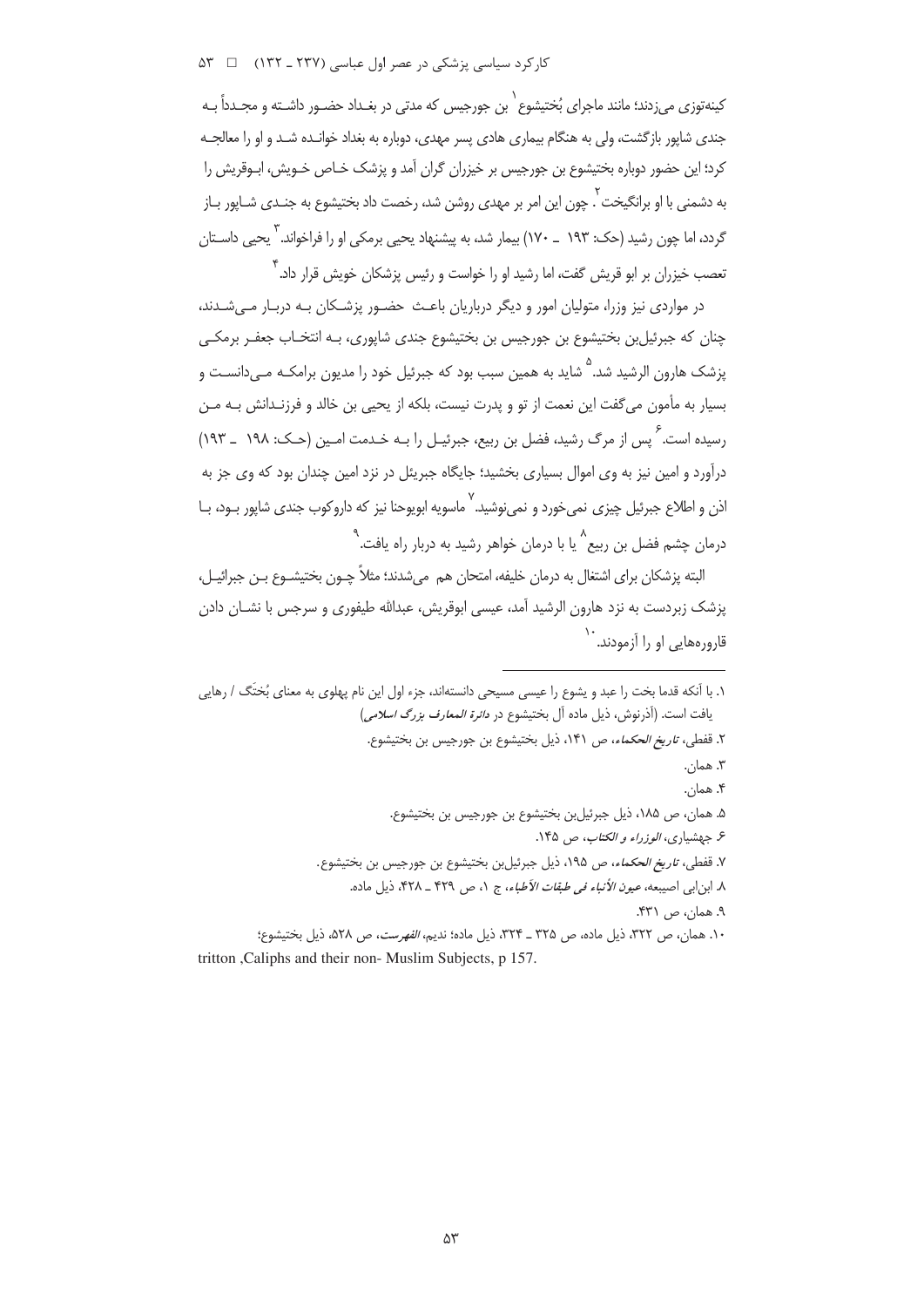کینه‌توزی می‌زدند؛ مانند ماجرای بُختیشوع[1] بن جورجیس که مدتی در بغداد حضور داشته و مجدداً به جندی شاپور بازگشت، ولی به هنگام بیماری هادی پسر مهدی، دوباره به بغداد خوانده شد و او را معالجه کرد؛ این حضور دوباره بختیشوع بن جورجیس بر خیزران گران آمد و پزشک خاص خویش، ابوقریش را به دشمنی با او برانگیخت[2]. چون این امر بر مهدی روشن شد، رخصت داد بختیشوع به جندی شاپور باز گردد، اما چون رشید (حک: ۱۹۳ ـ ۱۷۰) بیمار شد، به پیشنهاد یحیی برمکی او را فراخواند.[3] یحیی داستان تعصب خیزران بر ابو قریش گفت، اما رشید او را خواست و رئیس پزشکان خویش قرار داد.[4]

در مواردی نیز وزرا، متولیان امور و دیگر درباریان باعث حضور پزشکان به دربار می‌شدند، چنان که جبرئیل‌بن بختیشوع بن جورجیس بن بختیشوع جندی شاپوری، به انتخاب جعفر برمکی پزشک هارون الرشید شد.[5] شاید به همین سبب بود که جبرئیل خود را مدیون برامکه می‌دانست و بسیار به مأمون می‌گفت این نعمت از تو و پدرت نیست، بلکه از یحیی بن خالد و فرزندانش به من رسیده است.[6] پس از مرگ رشید، فضل بن ربیع، جبرئیل را به خدمت امین (حک: ۱۹۸ ـ ۱۹۳) درآورد و امین نیز به وی اموال بسیاری بخشید؛ جایگاه جبرئل در نزد امین چندان بود که وی جز به اذن و اطلاع جبرئیل چیزی نمی‌خورد و نمی‌نوشید.[7] ماسویه ابویوحنا نیز که داروکوب جندی شاپور بود، با درمان چشم فضل بن ربیع[8] یا با درمان خواهر رشید به دربار راه یافت.[9]

البته پزشکان برای اشتغال به درمان خلیفه، امتحان هم می‌شدند؛ مثلاً چون بختیشوع بن جبرائیل، پزشک زبردست به نزد هارون الرشید آمد، عیسی ابوقریش، عبدالله طیفوری و سرجس با نشان دادن قاروره‌هایی او را آزمودند.[10]

---

۱. با آنکه قدما بخت را عبد و یشوع را عیسی مسیحی دانسته‌اند، جزء اول این نام پهلوی به معنای بُختَگ / رهایی یافت است. (آذرنوش، ذیل ماده آل بختیشوع در *دائرة المعارف بزرگ اسلامی*)

۲. قفطی، *تاریخ الحکماء*، ص ۱۴۱، ذیل بختیشوع بن جورجیس بن بختیشوع.

۳. همان.

۴. همان.

۵. همان، ص ۱۸۵، ذیل جبرئیل‌بن بختیشوع بن جورجیس بن بختیشوع.

۶. جهشیاری، *الوزراء و الکتاب*، ص ۱۴۵.

۷. قفطی، *تاریخ الحکماء*، ص ۱۹۵، ذیل جبرئیل‌بن بختیشوع بن جورجیس بن بختیشوع.

۸. ابن‌ابی اصیبعه، *عیون الأنباء فی طبقات الأطباء*، ج ۱، ص ۴۲۹ ـ ۴۲۸، ذیل ماده.

۹. همان، ص ۴۳۱.

۱۰. همان، ص ۳۲۲، ذیل ماده، ص ۳۲۵ ـ ۳۲۴، ذیل ماده؛ ندیم، *الفهرست*، ص ۵۲۸، ذیل بختیشوع؛ tritton ,Caliphs and their non- Muslim Subjects, p 157.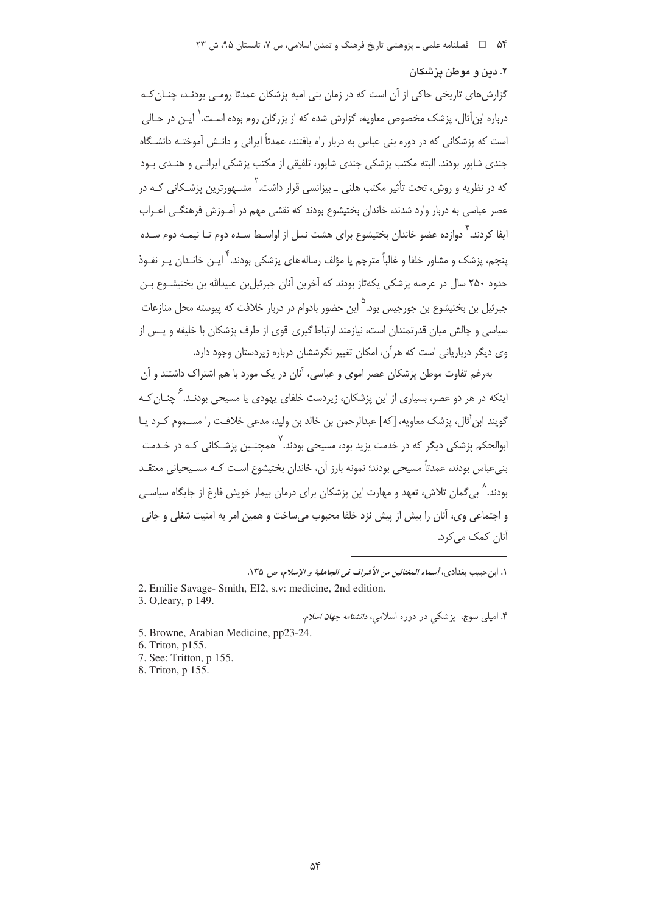## ۲. دین و موطن پزشکان

گزارش‌های تاریخی حاکی از آن است که در زمان بنی امیه پزشکان عمدتا رومـی بودنـد، چنـان‌کـه درباره ابن‌أثال، پزشک مخصوص معاویه، گزارش شده که از بزرگان روم بوده اسـت.[۱] ایـن در حـالی است که پزشکانی که در دوره بنی عباس به دربار راه یافتند، عمدتاً ایرانی و دانـش آموختـه دانشـگاه جندی شاپور بودند. البته مکتب پزشکی جندی شاپور، تلفیقی از مکتب پزشکی ایرانـی و هنـدی بـود که در نظریه و روش، تحت تأثیر مکتب هلنی ـ بیزانسی قرار داشت.[۲] مشـهورترین پزشـکانی کـه در عصر عباسی به دربار وارد شدند، خاندان بختیشوع بودند که نقشی مهم در آمـوزش فرهنگـی اعـراب ایفا کردند.[۳] دوازده عضو خاندان بختیشوع برای هشت نسل از اواسـط سـده دوم تـا نیمـه دوم سـده پنجم، پزشک و مشاور خلفا و غالباً مترجم یا مؤلف رساله‌های پزشکی بودند.[۴] ایـن خانـدان پـر نفـوذ حدود ۲۵۰ سال در عرصه پزشکی یکه‌تاز بودند که آخرین آنان جبرئیل‌بن عبیدالله بن بختیشـوع بـن جبرئیل بن بختیشوع بن جورجیس بود.[۵] این حضور بادوام در دربار خلافت که پیوسته محل منازعات سیاسی و چالش میان قدرتمندان است، نیازمند ارتباط‌گیری قوی از طرف پزشکان با خلیفه و پـس از وی دیگر درباریانی است که هرآن، امکان تغییر نگرششان درباره زیردستان وجود دارد.

به‌رغم تفاوت موطن پزشکان عصر اموی و عباسی، آنان در یک مورد با هم اشتراک داشتند و آن اینکه در هر دو عصر، بسیاری از این پزشکان، زیردست خلفای یهودی یا مسیحی بودنـد.[۶] چنـان‌کـه گویند ابن‌أثال، پزشک معاویه، [که] عبدالرحمن بن خالد بن ولید، مدعی خلافت را مسـموم کـرد یـا ابوالحکم پزشکی دیگر که در خدمت یزید بود، مسیحی بودند.[۷] همچنـین پزشـکانی کـه در خـدمت بنی‌عباس بودند، عمدتاً مسیحی بودند؛ نمونه بارز آن، خاندان بختیشوع اسـت کـه مسـیحیانی معتقـد بودند.[۸] بی‌گمان تلاش، تعهد و مهارت این پزشکان برای درمان بیمار خویش فارغ از جایگاه سیاسـی و اجتماعی وی، آنان را بیش از پیش نزد خلفا محبوب می‌ساخت و همین امر به امنیت شغلی و جانی آنان کمک می‌کرد.

---

۱. ابن‌حبیب بغدادی، *أسماء المغتالین من الأشراف فی الجاهلیة و الإسلام*، ص ۱۳۵.

2. Emilie Savage- Smith, EI2, s.v: medicine, 2nd edition.

3. O,leary, p 149.

۴. امیلی سوج، پزشکی در دوره اسلامی، *دانشنامه جهان اسلام*.

5. Browne, Arabian Medicine, pp23-24.

6. Triton, p155.

7. See: Tritton, p 155.

8. Triton, p 155.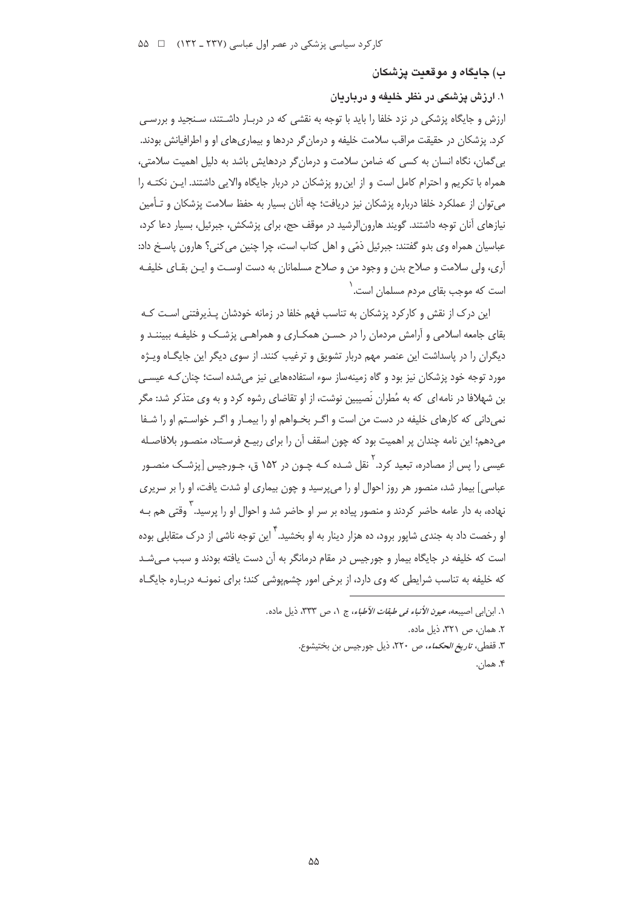## ب) جایگاه و موقعیت پزشکان

### ۱. ارزش پزشکی در نظر خلیفه و درباریان

ارزش و جایگاه پزشکی در نزد خلفا را باید با توجه به نقشی که در دربـار داشـتند، سـنجید و بررسـی کرد. پزشکان در حقیقت مراقب سلامت خلیفه و درمان‌گر دردها و بیماری‌های او و اطرافیانش بودند. بی‌گمان، نگاه انسان به کسی که ضامن سلامت و درمان‌گر دردهایش باشد به دلیل اهمیت سلامتی، همراه با تکریم و احترام کامل است و از این‌رو پزشکان در دربار جایگاه والایی داشتند. ایـن نکتـه را می‌توان از عملکرد خلفا درباره پزشکان نیز دریافت؛ چه آنان بسیار به حفظ سلامت پزشکان و تـأمین نیازهای آنان توجه داشتند. گویند هارون‌الرشید در موقف حج، برای پزشکش، جبرئیل، بسیار دعا کرد، عباسیان همراه وی بدو گفتند: جبرئیل ذمّی و اهل کتاب است، چرا چنین می‌کنی؟ هارون پاسخ داد: آری، ولی سلامت و صلاح بدن و وجود من و صلاح مسلمانان به دست اوسـت و ایـن بقـای خلیفـه است که موجب بقای مردم مسلمان است.[۱]

این درک از نقش و کارکرد پزشکان به تناسب فهم خلفا در زمانه خودشان پـذیرفتنی اسـت کـه بقای جامعه اسلامی و آرامش مردمان را در حسـن همکـاری و همراهـی پزشـک و خلیفـه ببیننـد و دیگران را در پاسداشت این عنصر مهم دربار تشویق و ترغیب کنند. از سوی دیگر این جایگـاه ویـژه مورد توجه خود پزشکان نیز بود و گاه زمینه‌ساز سوء استفاده‌هایی نیز می‌شده است؛ چنان‌کـه عیسـی بن شهلافا در نامه‌ای که به مُطران نَصیبین نوشت، از او تقاضای رشوه کرد و به وی متذکر شد: مگر نمی‌دانی که کارهای خلیفه در دست من است و اگـر بخـواهم او را بیمـار و اگـر خواسـتم او را شـفا می‌دهم؛ این نامه چندان پر اهمیت بود که چون اسقف آن را برای ربیـع فرسـتاد، منصـور بلافاصـله عیسی را پس از مصادره، تبعید کرد.[۲] نقل شـده کـه چـون در ۱۵۲ ق، جـورجیس [پزشـک منصـور عباسی] بیمار شد، منصور هر روز احوال او را می‌پرسید و چون بیماری او شدت یافت، او را بر سریری نهاده، به دار عامه حاضر کردند و منصور پیاده بر سر او حاضر شد و احوال او را پرسید.[۳] وقتی هم بـه او رخصت داد به جندی شاپور برود، ده هزار دینار به او بخشید.[۴] این توجه ناشی از درک متقابلی بوده است که خلیفه در جایگاه بیمار و جورجیس در مقام درمانگر به آن دست یافته بودند و سبب مـی‌شـد که خلیفه به تناسب شرایطی که وی دارد، از برخی امور چشم‌پوشی کند؛ برای نمونـه دربـاره جایگـاه

---

۱. ابن‌ابی اصیبعه، *عیون الأنباء فی طبقات الأطباء*، ج ۱، ص ۳۳۳، ذیل ماده.

۲. همان، ص ۳۲۱، ذیل ماده.

۳. قفطی، *تاریخ الحکماء*، ص ۲۲۰، ذیل جورجیس بن بختیشوع.

۴. همان.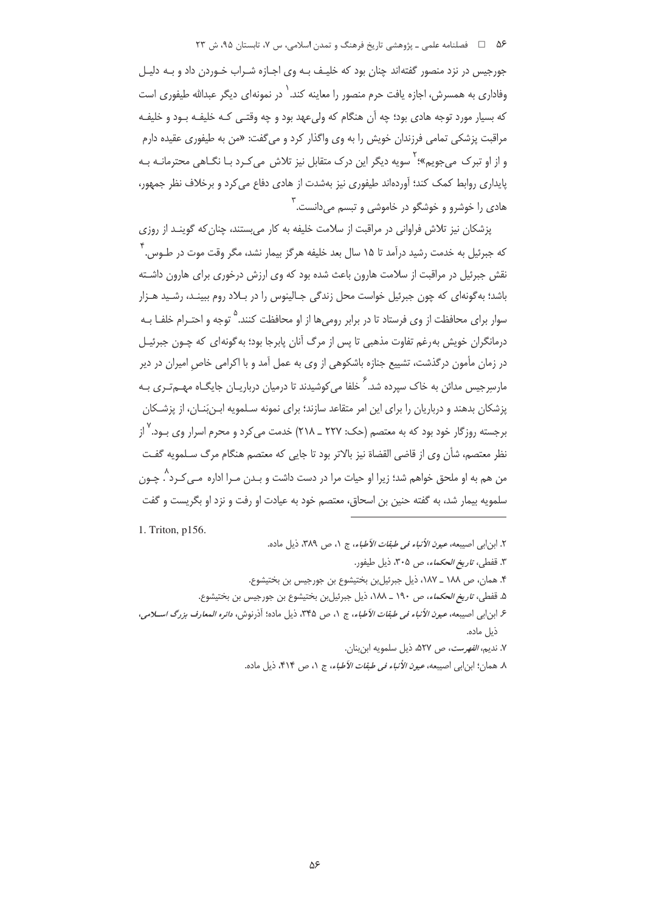جورجیس در نزد منصور گفته‌اند چنان بود که خلیفه به وی اجازه شراب خوردن داد و به دلیل وفاداری به همسرش، اجازه یافت حرم منصور را معاینه کند.[1] در نمونه‌ای دیگر عبدالله طیفوری است که بسیار مورد توجه هادی بود؛ چه آن هنگام که ولی‌عهد بود و چه وقتی که خلیفه بود و خلیفه مراقبت پزشکی تمامی فرزندان خویش را به وی واگذار کرد و می‌گفت: «من به طیفوری عقیده دارم و از او تبرک می‌جویم»؛[2] سویه دیگر این درک متقابل نیز تلاش می‌کرد با نگاهی محترمانه به پایداری روابط کمک کند؛ آورده‌اند طیفوری نیز به‌شدت از هادی دفاع می‌کرد و برخلاف نظر جمهور، هادی را خوشرو و خوشگو در خاموشی و تبسم می‌دانست.[3]

پزشکان نیز تلاش فراوانی در مراقبت از سلامت خلیفه به کار می‌بستند، چنان‌که گویند از روزی که جبرئیل به خدمت رشید درآمد تا ۱۵ سال بعد خلیفه هرگز بیمار نشد، مگر وقت موت در طوس.[4] نقش جبرئیل در مراقبت از سلامت هارون باعث شده بود که وی ارزش درخوری برای هارون داشته باشد؛ به‌گونه‌ای که چون جبرئیل خواست محل زندگی جالینوس را در بلاد روم ببیند، رشید هزار سوار برای محافظت از وی فرستاد تا در برابر رومی‌ها از او محافظت کنند.[5] توجه و احترام خلفا به درمانگران خویش به‌رغم تفاوت مذهبی تا پس از مرگ آنان پابرجا بود؛ به‌گونه‌ای که چون جبرئیل در زمان مأمون درگذشت، تشییع جنازه باشکوهی از وی به عمل آمد و با اکرامی خاصِ امیران در دیر مارسرجیس مدائن به خاک سپرده شد.[6] خلفا می‌کوشیدند تا درمیان درباریان جایگاه مهم‌تری به پزشکان بدهند و درباریان را برای این امر متقاعد سازند؛ برای نمونه سلمویه ابن‌بَنان، از پزشکان برجسته روزگار خود بود که به معتصم (حک: ۲۲۷ ـ ۲۱۸) خدمت می‌کرد و محرم اسرار وی بود.[7] از نظر معتصم، شأن وی از قاضی القضاة نیز بالاتر بود تا جایی که معتصم هنگام مرگ سلمویه گفت من هم به او ملحق خواهم شد؛ زیرا او حیات مرا در دست داشت و بدن مرا اداره می‌کرد[8]. چون سلمویه بیمار شد، به گفته حنین بن اسحاق، معتصم خود به عیادت او رفت و نزد او بگریست و گفت

---

1. Triton, p156.

۲. ابن‌ابی اصیبعه، *عیون الأنباء فی طبقات الأطباء*، ج ۱، ص ۳۸۹، ذیل ماده.

۳. قفطی، *تاریخ الحکماء*، ص ۳۰۵، ذیل طیفور.

۴. همان، ص ۱۸۸ ـ ۱۸۷، ذیل جبرئیل‌بن بختیشوع بن جورجیس بن بختیشوع.

۵. قفطی، *تاریخ الحکماء*، ص ۱۹۰ ـ ۱۸۸، ذیل جبرئیل‌بن بختیشوع بن جورجیس بن بختیشوع.

۶. ابن‌ابی اصیبعه، *عیون الأنباء فی طبقات الأطباء*، ج ۱، ص ۳۴۵، ذیل ماده؛ آذرنوش، *دائره المعارف بزرگ اسلامی*، ذیل ماده.

۷. ندیم، *الفهرست*، ص ۵۲۷، ذیل سلمویه ابن‌بنان.

۸. همان؛ ابن‌ابی اصیبعه، *عیون الأنباء فی طبقات الأطباء*، ج ۱، ص ۴۱۴، ذیل ماده.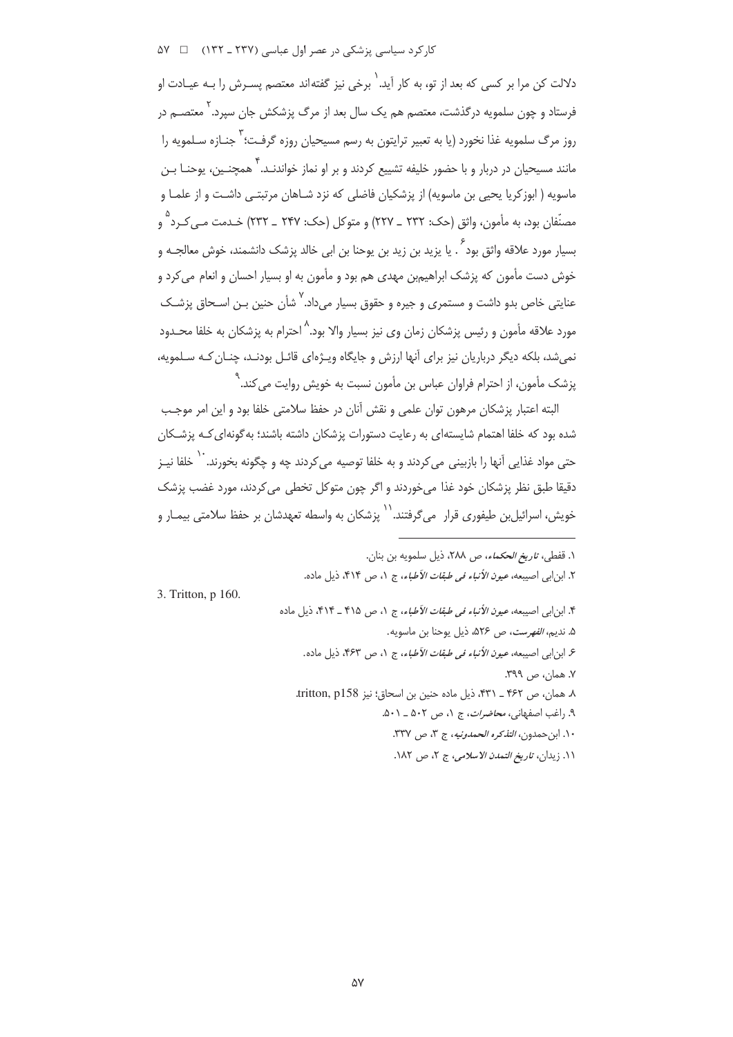دلالت کن مرا بر کسی که بعد از تو، به کار آید.[1] برخی نیز گفته‌اند معتصم پسرش را بـه عیـادت او فرستاد و چون سلمویه درگذشت، معتصم هم یک سال بعد از مرگ پزشکش جان سپرد.[2] معتصـم در روز مرگ سلمویه غذا نخورد (یا به تعبیر ترایتون به رسم مسیحیان روزه گرفـت؛[3] جنـازه سـلمویه را مانند مسیحیان در دربار و با حضور خلیفه تشییع کردند و بر او نماز خواندنـد.[4] همچنـین، یوحنـا بـن ماسویه ( ابوزکریا یحیی بن ماسویه) از پزشکیان فاضلی که نزد شـاهان مرتبتـی داشـت و از علمـا و مصنّفان بود، به مأمون، واثق (حک: ۲۳۲ ـ ۲۲۷) و متوکل (حک: ۲۴۷ ـ ۲۳۲) خـدمت مـی‌کـرد[5] و بسیار مورد علاقه واثق بود[6]. یا یزید بن زید بن یوحنا بن ابی خالد پزشک دانشمند، خوش معالجـه و خوش دست مأمون که پزشک ابراهیم‌بن مهدی هم بود و مأمون به او بسیار احسان و انعام می‌کرد و عنایتی خاص بدو داشت و مستمری و جیره و حقوق بسیار می‌داد.[7] شأن حنین بـن اسـحاق پزشـک مورد علاقه مأمون و رئیس پزشکان زمان وی نیز بسیار والا بود.[8] احترام به پزشکان به خلفا محـدود نمی‌شد، بلکه دیگر درباریان نیز برای آنها ارزش و جایگاه ویـژه‌ای قائـل بودنـد، چنـان‌کـه سـلمویه، پزشک مأمون، از احترام فراوان عباس بن مأمون نسبت به خویش روایت می‌کند.[9]

البته اعتبار پزشکان مرهون توان علمی و نقش آنان در حفظ سلامتی خلفا بود و این امر موجـب شده بود که خلفا اهتمام شایسته‌ای به رعایت دستورات پزشکان داشته باشند؛ به‌گونه‌ای‌کـه پزشـکان حتی مواد غذایی آنها را بازبینی می‌کردند و به خلفا توصیه می‌کردند چه و چگونه بخورند.[10] خلفا نیـز دقیقا طبق نظر پزشکان خود غذا می‌خوردند و اگر چون متوکل تخطی می‌کردند، مورد غضب پزشک خویش، اسرائیل‌بن طیفوری قرار می‌گرفتند.[11] پزشکان به واسطه تعهدشان بر حفظ سلامتی بیمـار و

---

۱. قفطی، *تاریخ الحکماء*، ص ۲۸۸، ذیل سلمویه بن بنان.

۲. ابن‌ابی اصیبعه، *عیون الأنباء فی طبقات الأطباء*، ج ۱، ص ۴۱۴، ذیل ماده.

3. Tritton, p 160.

۴. ابن‌ابی اصیبعه، *عیون الأنباء فی طبقات الأطباء*، ج ۱، ص ۴۱۵ ـ ۴۱۴، ذیل ماده

۵. ندیم، *الفهرست*، ص ۵۲۶، ذیل یوحنا بن ماسویه.

۶. ابن‌ابی اصیبعه، *عیون الأنباء فی طبقات الأطباء*، ج ۱، ص ۴۶۳، ذیل ماده.

۷. همان، ص ۳۹۹.

۸. همان، ص ۴۶۲ ـ ۴۳۱، ذیل ماده حنین بن اسحاق؛ نیز tritton, p158.

۹. راغب اصفهانی، *محاضرات*، ج ۱، ص ۵۰۲ ـ ۵۰۱.

۱۰. ابن‌حمدون، *التذکره الحمدونیه*، ج ۳، ص ۳۳۷.

۱۱. زیدان، *تاریخ التمدن الاسلامی*، ج ۲، ص ۱۸۲.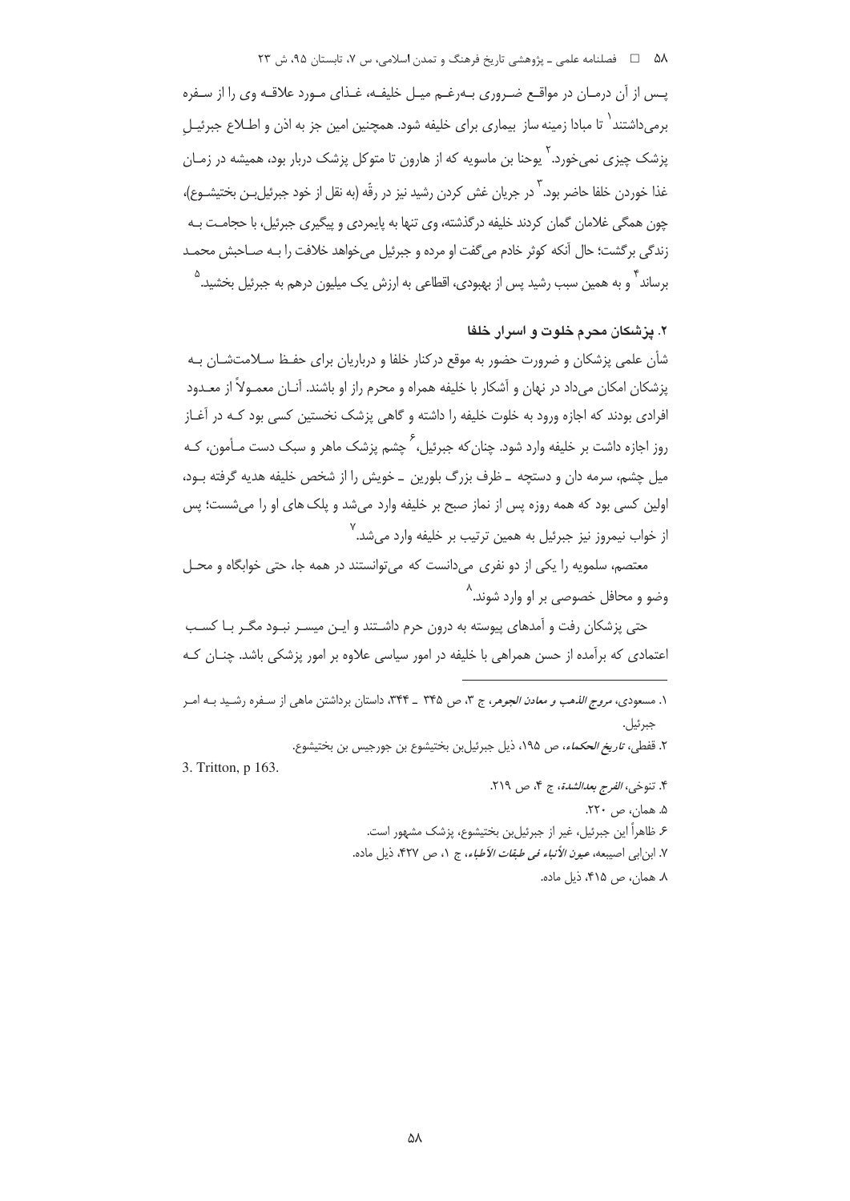پس از آن درمان در مواقع ضروری به‌رغم میل خلیفه، غذای مورد علاقه وی را از سفره برمی‌داشتند[1] تا مبادا زمینه ساز بیماری برای خلیفه شود. همچنین امین جز به اذن و اطلاع جبرئیلِ پزشک چیزی نمی‌خورد.[2] یوحنا بن ماسویه که از هارون تا متوکل پزشک دربار بود، همیشه در زمان غذا خوردن خلفا حاضر بود.[3] در جریان غش کردن رشید نیز در رقّه (به نقل از خود جبرئیل‌بن بختیشوع)، چون همگی غلامان گمان کردند خلیفه درگذشته، وی تنها به پایمردی و پیگیری جبرئیل، با حجامت به زندگی برگشت؛ حال آنکه کوثر خادم می‌گفت او مرده و جبرئیل می‌خواهد خلافت را به صاحبش محمد برساند[4] و به همین سبب رشید پس از بهبودی، اقطاعی به ارزش یک میلیون درهم به جبرئیل بخشید.[5]

## ۲. پزشکان محرم خلوت و اسرار خلفا

شأن علمی پزشکان و ضرورت حضور به موقع درکنار خلفا و درباریان برای حفظ سلامت‌شان به پزشکان امکان می‌داد در نهان و آشکار با خلیفه همراه و محرم راز او باشند. آنان معمولاً از معدود افرادی بودند که اجازه ورود به خلوت خلیفه را داشته و گاهی پزشک نخستین کسی بود که در آغاز روز اجازه داشت بر خلیفه وارد شود. چنان‌که جبرئیل،[6] چشم پزشک ماهر و سبک دست مأمون، که میل چشم، سرمه دان و دستچه ـ ظرف بزرگ بلورین ـ خویش را از شخص خلیفه هدیه گرفته بود، اولین کسی بود که همه روزه پس از نماز صبح بر خلیفه وارد می‌شد و پلک های او را می‌شست؛ پس از خواب نیمروز نیز جبرئیل به همین ترتیب بر خلیفه وارد می‌شد.[7]

معتصم، سلمویه را یکی از دو نفری می‌دانست که می‌توانستند در همه جا، حتی خوابگاه و محل وضو و محافل خصوصی بر او وارد شوند.[8]

حتی پزشکان رفت و آمدهای پیوسته به درون حرم داشتند و این میسر نبود مگر با کسب اعتمادی که برآمده از حسن همراهی با خلیفه در امور سیاسی علاوه بر امور پزشکی باشد. چنان که

---

۱. مسعودی، *مروج الذهب و معادن الجوهر*، ج ۳، ص ۳۴۵ ـ ۳۴۴، داستان برداشتن ماهی از سفره رشید به امر جبرئیل.

۲. قفطی، *تاریخ الحکماء*، ص ۱۹۵، ذیل جبرئیل‌بن بختیشوع بن جورجیس بن بختیشوع.

3. Tritton, p 163.

۴. تنوخی، *الفرج بعدالشدة*، ج ۴، ص ۲۱۹.

۵. همان، ص ۲۲۰.

۶. ظاهراً این جبرئیل، غیر از جبرئیل‌بن بختیشوع، پزشک مشهور است.

۷. ابن‌ابی اصیبعه، *عیون الأنباء فی طبقات الأطباء*، ج ۱، ص ۴۲۷، ذیل ماده.

۸. همان، ص ۴۱۵، ذیل ماده.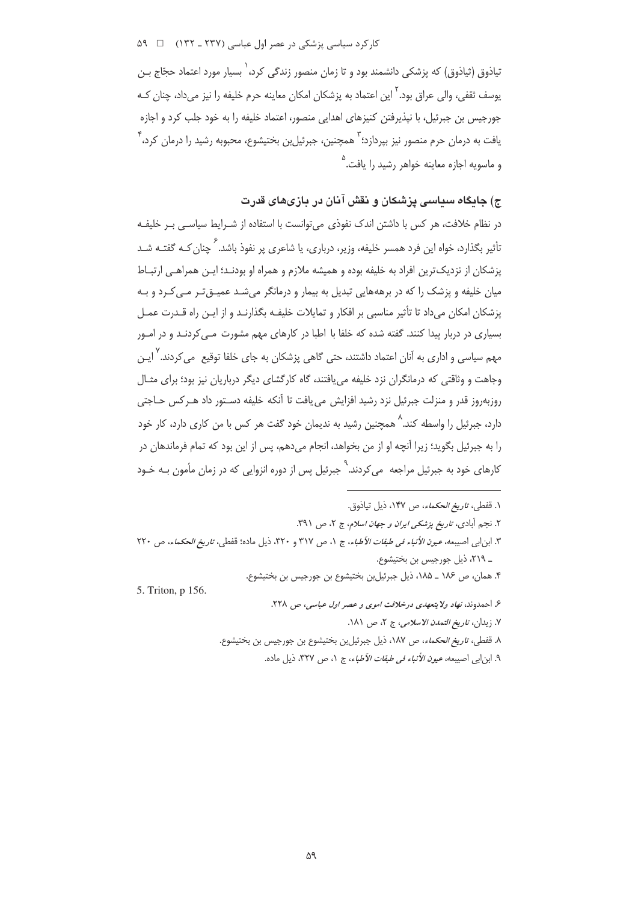تیاذوق (ثیاذوق) که پزشکی دانشمند بود و تا زمان منصور زندگی کرد،[1] بسیار مورد اعتماد حجّاج بن یوسف ثقفی، والی عراق بود.[2] این اعتماد به پزشکان امکان معاینه حرم خلیفه را نیز می‌داد، چنان که جورجیس بن جبرئیل، با نپذیرفتن کنیزهای اهدایی منصور، اعتماد خلیفه را به خود جلب کرد و اجازه یافت به درمان حرم منصور نیز بپردازد؛[3] همچنین، جبرئیل‌بن بختیشوع، محبوبه رشید را درمان کرد،[4] و ماسویه اجازه معاینه خواهر رشید را یافت.[5]

## ج) جایگاه سیاسی پزشکان و نقش آنان در بازی‌های قدرت

در نظام خلافت، هر کس با داشتن اندک نفوذی می‌توانست با استفاده از شرایط سیاسی بر خلیفه تأثیر بگذارد، خواه این فرد همسر خلیفه، وزیر، درباری، یا شاعری پر نفوذ باشد.[6] چنان‌که گفته شد پزشکان از نزدیک‌ترین افراد به خلیفه بوده و همیشه ملازم و همراه او بودند؛ این همراهی ارتباط میان خلیفه و پزشک را که در برهه‌هایی تبدیل به بیمار و درمانگر می‌شد عمیق‌تر می‌کرد و به پزشکان امکان می‌داد تا تأثیر مناسبی بر افکار و تمایلات خلیفه بگذارند و از این راه قدرت عمل بسیاری در دربار پیدا کنند. گفته شده که خلفا با اطبا در کارهای مهم مشورت می‌کردند و در امور مهم سیاسی و اداری به آنان اعتماد داشتند، حتی گاهی پزشکان به جای خلفا توقیع می‌کردند.[7] این وجاهت و وثاقتی که درمانگران نزد خلیفه می‌یافتند، گاه کارگشای دیگر درباریان نیز بود؛ برای مثال روزبه‌روز قدر و منزلت جبرئیل نزد رشید افزایش می‌یافت تا آنکه خلیفه دستور داد هرکس حاجتی دارد، جبرئیل را واسطه کند.[8] همچنین رشید به ندیمان خود گفت هر کس با من کاری دارد، کار خود را به جبرئیل بگوید؛ زیرا آنچه او از من بخواهد، انجام می‌دهم، پس از این بود که تمام فرماندهان در کارهای خود به جبرئیل مراجعه می‌کردند.[9] جبرئیل پس از دوره انزوایی که در زمان مأمون به خود

---

۱. قفطی، *تاریخ الحکماء*، ص ۱۴۷، ذیل تیاذوق.

۲. نجم آبادی، *تاریخ پزشکی ایران و جهان اسلام*، ج ۲، ص ۳۹۱.

۳. ابن‌ابی اصیبعه، *عیون الأنباء فی طبقات الأطباء*، ج ۱، ص ۳۱۷ و ۳۲۰، ذیل ماده؛ قفطی، *تاریخ الحکماء*، ص ۲۲۰ ـ ۲۱۹، ذیل جورجیس بن بختیشوع.

۴. همان، ص ۱۸۶ ـ ۱۸۵، ذیل جبرئیل‌بن بختیشوع بن جورجیس بن بختیشوع.

5. Triton, p 156.

۶. احمدوند، *نهاد ولایتعهدی درخلافت اموی و عصر اول عباسی*، ص ۲۲۸.

۷. زیدان، *تاریخ التمدن الاسلامی*، ج ۲، ص ۱۸۱.

۸. قفطی، *تاریخ الحکماء*، ص ۱۸۷، ذیل جبرئیل‌بن بختیشوع بن جورجیس بن بختیشوع.

۹. ابن‌ابی اصیبعه، *عیون الأنباء فی طبقات الأطباء*، ج ۱، ص ۳۲۷، ذیل ماده.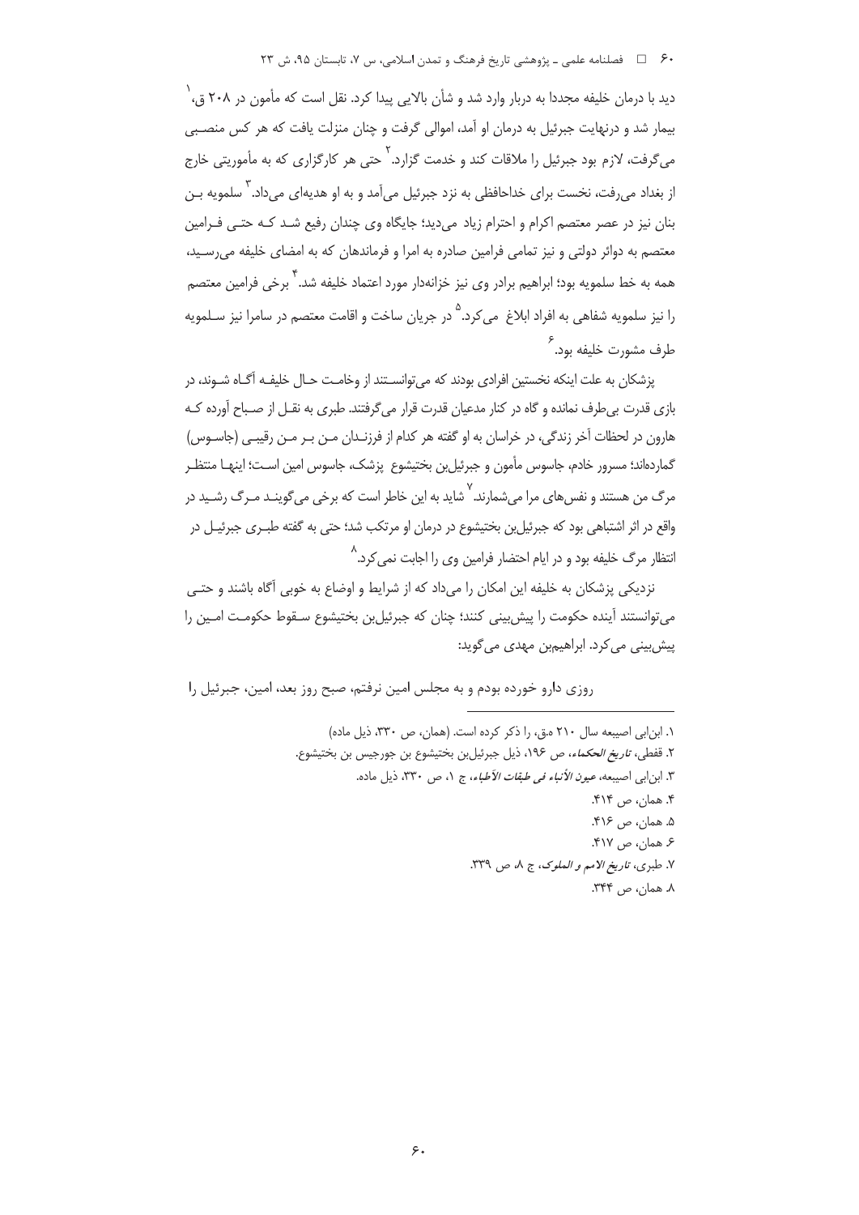دید با درمان خلیفه مجددا به دربار وارد شد و شأن بالایی پیدا کرد. نقل است که مأمون در ۲۰۸ ق،[1] بیمار شد و درنهایت جبرئیل به درمان او آمد، اموالی گرفت و چنان منزلت یافت که هر کس منصبی می‌گرفت، لازم بود جبرئیل را ملاقات کند و خدمت گزارد.[2] حتی هر کارگزاری که به مأموریتی خارج از بغداد می‌رفت، نخست برای خداحافظی به نزد جبرئیل می‌آمد و به او هدیه‌ای می‌داد.[3] سلمویه بن بنان نیز در عصر معتصم اکرام و احترام زیاد می‌دید؛ جایگاه وی چندان رفیع شد که حتی فرامین معتصم به دوائر دولتی و نیز تمامی فرامین صادره به امرا و فرماندهان که به امضای خلیفه می‌رسید، همه به خط سلمویه بود؛ ابراهیم برادر وی نیز خزانه‌دار مورد اعتماد خلیفه شد.[4] برخی فرامین معتصم را نیز سلمویه شفاهی به افراد ابلاغ می‌کرد.[5] در جریان ساخت و اقامت معتصم در سامرا نیز سلمویه طرف مشورت خلیفه بود.[6]

پزشکان به علت اینکه نخستین افرادی بودند که می‌توانستند از وخامت حال خلیفه آگاه شوند، در بازی قدرت بی‌طرف نمانده و گاه در کنار مدعیان قدرت قرار می‌گرفتند. طبری به نقل از صباح آورده که هارون در لحظات آخر زندگی، در خراسان به او گفته هر کدام از فرزندان من بر من رقیبی (جاسوس) گمارده‌اند؛ مسرور خادم، جاسوس مأمون و جبرئیل‌بن بختیشوع پزشک، جاسوس امین است؛ اینها منتظر مرگ من هستند و نفس‌های مرا می‌شمارند.[7] شاید به این خاطر است که برخی می‌گویند مرگ رشید در واقع در اثر اشتباهی بود که جبرئیل‌بن بختیشوع در درمان او مرتکب شد؛ حتی به گفته طبری جبرئیل در انتظار مرگ خلیفه بود و در ایام احتضار فرامین وی را اجابت نمی‌کرد.[8]

نزدیکی پزشکان به خلیفه این امکان را می‌داد که از شرایط و اوضاع به خوبی آگاه باشند و حتی می‌توانستند آینده حکومت را پیش‌بینی کنند؛ چنان که جبرئیل‌بن بختیشوع سقوط حکومت امین را پیش‌بینی می‌کرد. ابراهیم‌بن مهدی می‌گوید:

روزی دارو خورده بودم و به مجلس امین نرفتم، صبح روز بعد، امین، جبرئیل را

---

۱. ابن‌ابی اصیبعه سال ۲۱۰ ه‍.ق، را ذکر کرده است. (همان، ص ۳۳۰، ذیل ماده)

۲. قفطی، *تاریخ الحکماء*، ص ۱۹۶، ذیل جبرئیل‌بن بختیشوع بن جورجیس بن بختیشوع.

۳. ابن‌ابی اصیبعه، *عیون الأنباء فی طبقات الأطباء*، ج ۱، ص ۳۳۰، ذیل ماده.

۴. همان، ص ۴۱۴.

۵. همان، ص ۴۱۶.

۶. همان، ص ۴۱۷.

۷. طبری، *تاریخ الامم و الملوک*، ج ۸، ص ۳۳۹.

۸. همان، ص ۳۴۴.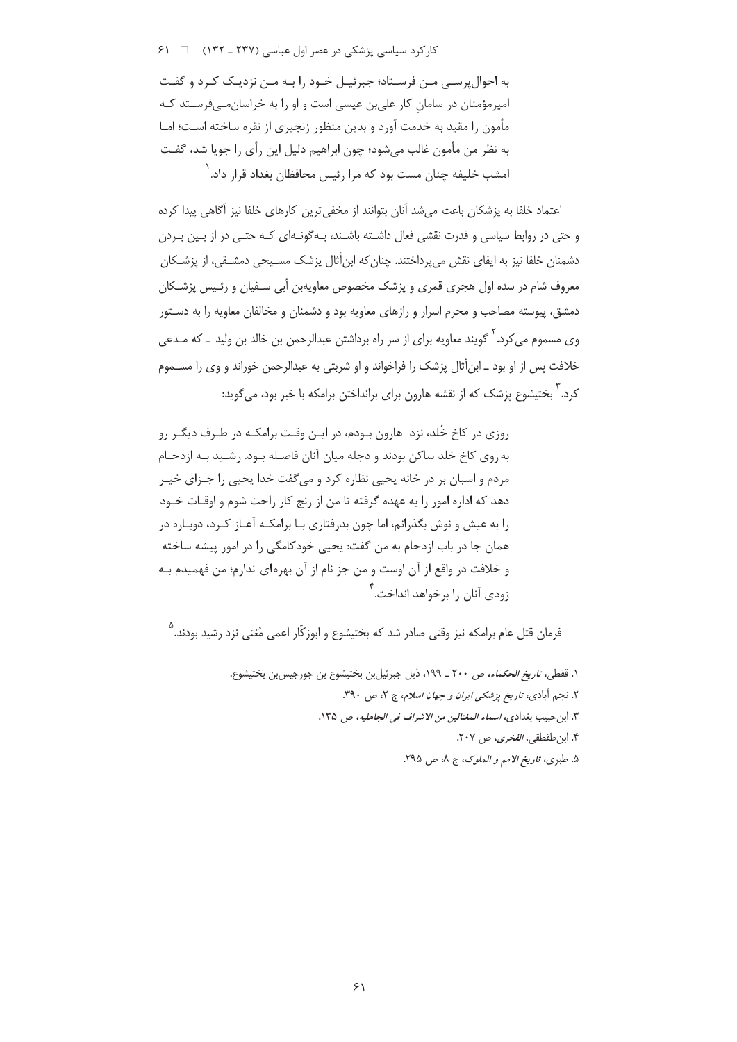به احوال‌پرسی من فرستاد؛ جبرئیل خود را به من نزدیک کرد و گفت امیرمؤمنان در سامانِ کار علی‌بن عیسی است و او را به خراسان‌می‌فرستد که مأمون را مقید به خدمت آورد و بدین منظور زنجیری از نقره ساخته است؛ اما به نظر من مأمون غالب می‌شود؛ چون ابراهیم دلیل این رأی را جویا شد، گفت امشب خلیفه چنان مست بود که مرا رئیس محافظان بغداد قرار داد.[1]

اعتماد خلفا به پزشکان باعث می‌شد آنان بتوانند از مخفی‌ترین کارهای خلفا نیز آگاهی پیدا کرده و حتی در روابط سیاسی و قدرت نقشی فعال داشته باشند، به‌گونه‌ای که حتی در از بین بردن دشمنان خلفا نیز به ایفای نقش می‌پرداختند. چنان‌که ابن‌أثال پزشک مسیحی دمشقی، از پزشکان معروف شام در سده اول هجری قمری و پزشک مخصوص معاویه‌بن أبی سفیان و رئیس پزشکان دمشق، پیوسته مصاحب و محرم اسرار و رازهای معاویه بود و دشمنان و مخالفان معاویه را به دستور وی مسموم می‌کرد.[2] گویند معاویه برای از سر راه برداشتن عبدالرحمن بن خالد بن ولید ـ که مدعی خلافت پس از او بود ـ ابن‌أثال پزشک را فراخواند و او شربتی به عبدالرحمن خوراند و وی را مسموم کرد.[3] بختیشوع پزشک که از نقشه هارون برای برانداختن برامکه با خبر بود، می‌گوید:

> روزی در کاخ خُلد، نزد هارون بودم، در این وقت برامکه در طرف دیگر رو به روی کاخ خلد ساکن بودند و دجله میان آنان فاصله بود. رشید به ازدحام مردم و اسبان بر در خانه یحیی نظاره کرد و می‌گفت خدا یحیی را جزای خیر دهد که اداره امور را به عهده گرفته تا من از رنج کار راحت شوم و اوقات خود را به عیش و نوش بگذرانم، اما چون بدرفتاری با برامکه آغاز کرد، دوباره در همان جا در باب ازدحام به من گفت: یحیی خودکامگی را در امور پیشه ساخته و خلافت در واقع از آن اوست و من جز نام از آن بهره‌ای ندارم؛ من فهمیدم به زودی آنان را برخواهد انداخت.[4]

فرمان قتل عام برامکه نیز وقتی صادر شد که بختیشوع و ابوزکّار اعمی مُغنی نزد رشید بودند.[5]

---

۱. قفطی، *تاریخ الحکماء*، ص ۲۰۰ ـ ۱۹۹، ذیل جبرئیل‌بن بختیشوع بن جورجیس‌بن بختیشوع.

۲. نجم آبادی، *تاریخ پزشکی ایران و جهان اسلام*، ج ۲، ص ۳۹۰.

۳. ابن‌حبیب بغدادی، *اسماء المغتالین من الاشراف فی الجاهلیه*، ص ۱۳۵.

۴. ابن‌طقطقی، *الفخری*، ص ۲۰۷.

۵. طبری، *تاریخ الامم و الملوک*، ج ۸، ص ۲۹۵.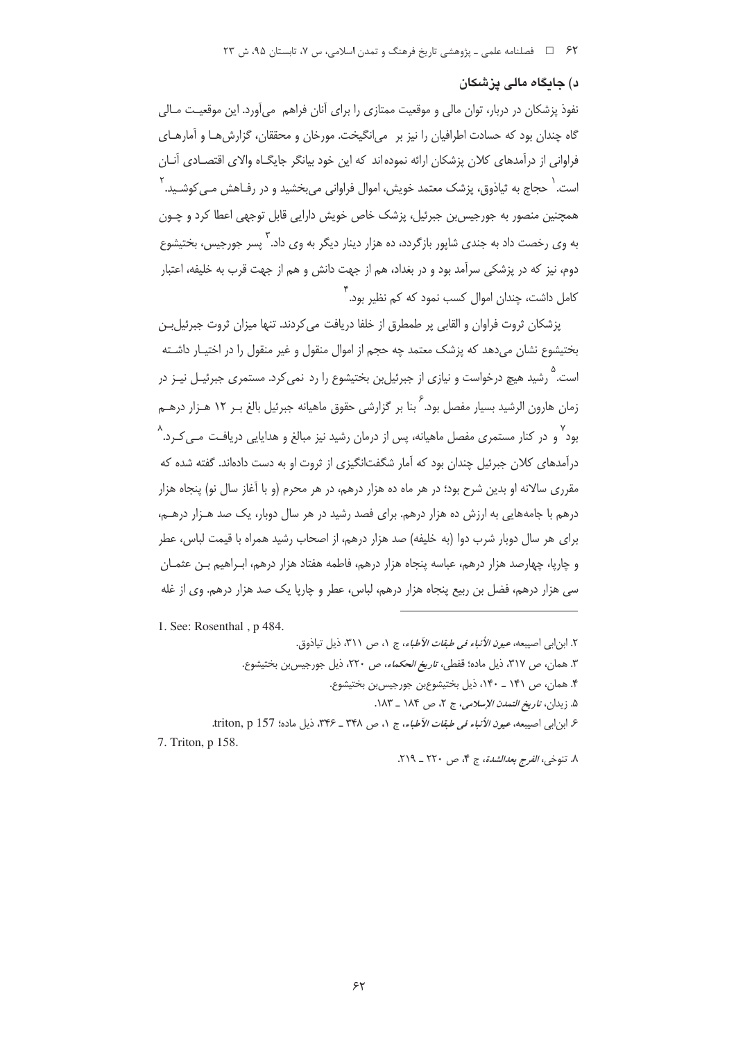## د) جایگاه مالی پزشکان

نفوذ پزشکان در دربار، توان مالی و موقعیت ممتازی را برای آنان فراهم می‌آورد. این موقعیت مالی گاه چندان بود که حسادت اطرافیان را نیز بر می‌انگیخت. مورخان و محققان، گزارش‌ها و آمارهای فراوانی از درآمدهای کلان پزشکان ارائه نموده‌اند که این خود بیانگر جایگاه والای اقتصادی آنان است.[1] حجاج به ثیاذوق، پزشک معتمد خویش، اموال فراوانی می‌بخشید و در رفاهش می‌کوشید.[2] همچنین منصور به جورجیس‌بن جبرئیل، پزشک خاص خویش دارایی قابل توجهی اعطا کرد و چون به وی رخصت داد به جندی شاپور بازگردد، ده هزار دینار دیگر به وی داد.[3] پسر جورجیس، بختیشوع دوم، نیز که در پزشکی سرآمد بود و در بغداد، هم از جهت دانش و هم از جهت قرب به خلیفه، اعتبار کامل داشت، چندان اموال کسب نمود که کم نظیر بود.[4]

پزشکان ثروت فراوان و القابی پر طمطرق از خلفا دریافت می‌کردند. تنها میزان ثروت جبرئیل‌بن بختیشوع نشان می‌دهد که پزشک معتمد چه حجم از اموال منقول و غیر منقول را در اختیار داشته است.[5] رشید هیچ درخواست و نیازی از جبرئیل‌بن بختیشوع را رد نمی‌کرد. مستمری جبرئیل نیز در زمان هارون الرشید بسیار مفصل بود.[6] بنا بر گزارشی حقوق ماهیانه جبرئیل بالغ بر ۱۲ هزار درهم بود[7] و در کنار مستمری مفصل ماهیانه، پس از درمان رشید نیز مبالغ و هدایایی دریافت می‌کرد.[8] درآمدهای کلان جبرئیل چندان بود که آمار شگفت‌انگیزی از ثروت او به دست داده‌اند. گفته شده که مقرری سالانه او بدین شرح بود؛ در هر ماه ده هزار درهم، در هر محرم (و با آغاز سال نو) پنجاه هزار درهم با جامه‌هایی به ارزش ده هزار درهم. برای فصد رشید در هر سال دوبار، یک صد هزار درهم، برای هر سال دوبار شرب دوا (به خلیفه) صد هزار درهم، از اصحاب رشید همراه با قیمت لباس، عطر و چارپا، چهارصد هزار درهم، عباسه پنجاه هزار درهم، فاطمه هفتاد هزار درهم، ابراهیم بن عثمان سی هزار درهم، فضل بن ربیع پنجاه هزار درهم، لباس، عطر و چارپا یک صد هزار درهم. وی از غله

---

1. See: Rosenthal , p 484.

۲. ابن‌ابی اصیبعه، *عیون الأنباء فی طبقات الأطباء*، ج ۱، ص ۳۱۱، ذیل تیاذوق.

۳. همان، ص ۳۱۷، ذیل ماده؛ قفطی، *تاریخ الحکماء*، ص ۲۲۰، ذیل جورجیس‌بن بختیشوع.

۴. همان، ص ۱۴۱ ـ ۱۴۰، ذیل بختیشوع‌بن جورجیس‌بن بختیشوع.

۵. زیدان، *تاریخ التمدن الإسلامی*، ج ۲، ص ۱۸۴ ـ ۱۸۳.

۶. ابن‌ابی اصیبعه، *عیون الأنباء فی طبقات الأطباء*، ج ۱، ص ۳۴۸ ـ ۳۴۶، ذیل ماده؛ triton, p 157.

7. Triton, p 158.

۸. تنوخی، *الفرج بعدالشدة*، ج ۴، ص ۲۲۰ ـ ۲۱۹.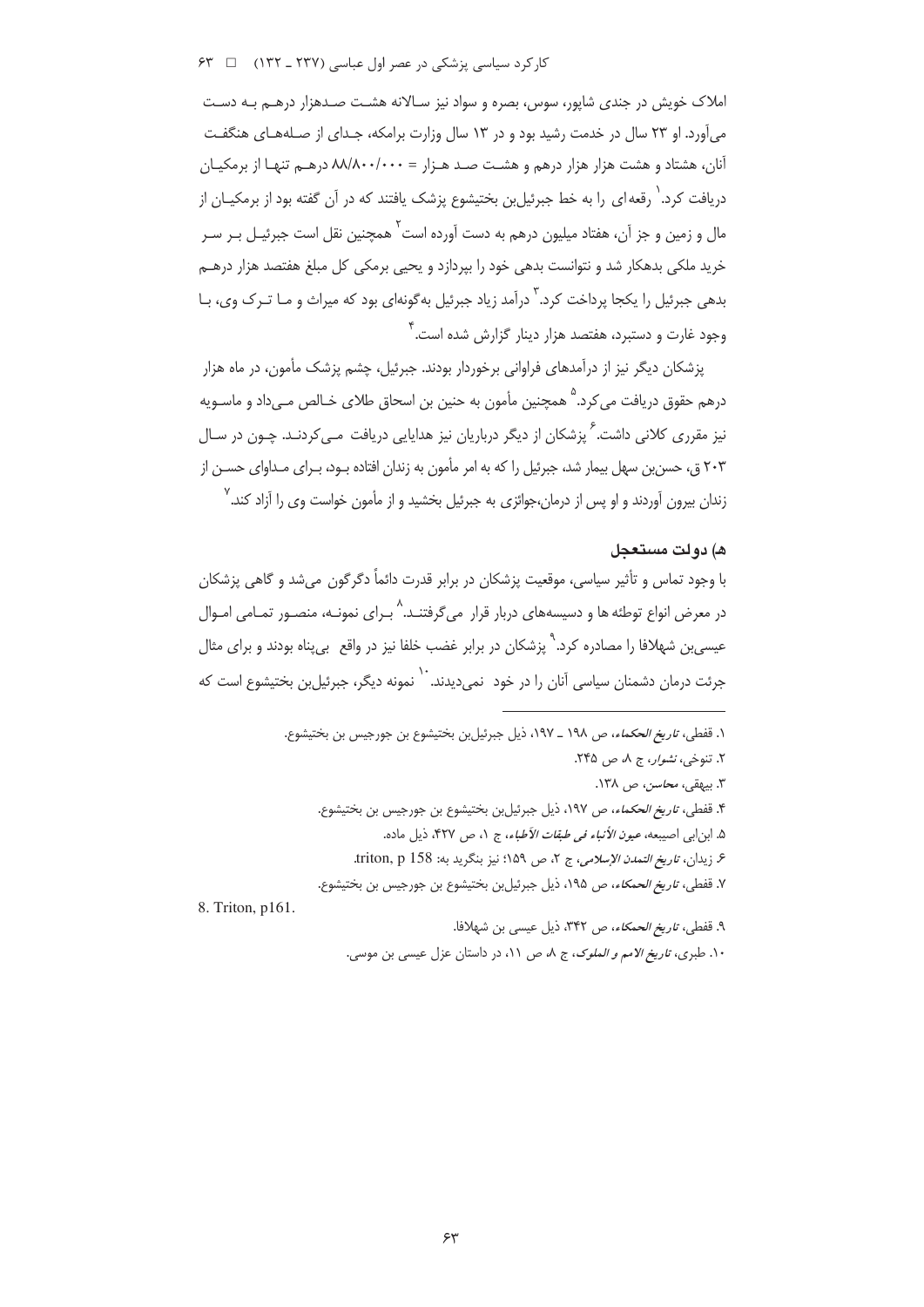املاک خویش در جندی شاپور، سوس، بصره و سواد نیز سالانه هشت صدهزار درهم به دست می‌آورد. او ۲۳ سال در خدمت رشید بود و در ۱۳ سال وزارت برامکه، جدای از صله‌های هنگفت آنان، هشتاد و هشت هزار هزار درهم و هشت صد هزار = ۸۸/۸۰۰/۰۰۰ درهم تنها از برمکیان دریافت کرد.[۱] رقعه‌ای را به خط جبرئیل‌بن بختیشوع پزشک یافتند که در آن گفته بود از برمکیان از مال و زمین و جز آن، هفتاد میلیون درهم به دست آورده است[۲] همچنین نقل است جبرئیل بر سر خرید ملکی بدهکار شد و نتوانست بدهی خود را بپردازد و یحیی برمکی کل مبلغ هفتصد هزار درهم بدهی جبرئیل را یکجا پرداخت کرد.[۳] درآمد زیاد جبرئیل به‌گونه‌ای بود که میراث و ما ترک وی، با وجود غارت و دستبرد، هفتصد هزار دینار گزارش شده است.[۴]

پزشکان دیگر نیز از درآمدهای فراوانی برخوردار بودند. جبرئیل، چشم پزشک مأمون، در ماه هزار درهم حقوق دریافت می‌کرد.[۵] همچنین مأمون به حنین بن اسحاق طلای خالص می‌داد و ماسویه نیز مقرری کلانی داشت.[۶] پزشکان از دیگر درباریان نیز هدایایی دریافت می‌کردند. چون در سال ۲۰۳ ق، حسن‌بن سهل بیمار شد، جبرئیل را که به امر مأمون به زندان افتاده بود، برای مداوای حسن از زندان بیرون آوردند و او پس از درمان،جوائزی به جبرئیل بخشید و از مأمون خواست وی را آزاد کند.[۷]

### هـ) دولت مستعجل

با وجود تماس و تأثیر سیاسی، موقعیت پزشکان در برابر قدرت دائماً دگرگون می‌شد و گاهی پزشکان در معرض انواع توطئه ها و دسیسه‌های دربار قرار می‌گرفتند.[۸] برای نمونه، منصور تمامی اموال عیسی‌بن شهلافا را مصادره کرد.[۹] پزشکان در برابر غضب خلفا نیز در واقع بی‌پناه بودند و برای مثال جرئت درمان دشمنان سیاسی آنان را در خود نمی‌دیدند.[۱۰] نمونه دیگر، جبرئیل‌بن بختیشوع است که

---

۱. قفطی، *تاریخ الحکماء*، ص ۱۹۸ ـ ۱۹۷، ذیل جبرئیل‌بن بختیشوع بن جورجیس بن بختیشوع.

۲. تنوخی، *نشوار*، ج ۸، ص ۲۴۵.

۳. بیهقی، *محاسن*، ص ۱۳۸.

۴. قفطی، *تاریخ الحکماء*، ص ۱۹۷، ذیل جبرئیل‌بن بختیشوع بن جورجیس بن بختیشوع.

۵. ابن‌ابی اصیبعه، *عیون الأنباء فی طبقات الأطباء*، ج ۱، ص ۴۲۷، ذیل ماده.

۶. زیدان، *تاریخ التمدن الإسلامی*، ج ۲، ص ۱۵۹؛ نیز بنگرید به: triton, p 158.

۷. قفطی، *تاریخ الحمکاء*، ص ۱۹۵، ذیل جبرئیل‌بن بختیشوع بن جورجیس بن بختیشوع.

8. Triton, p161.

۹. قفطی، *تاریخ الحمکاء*، ص ۳۴۲، ذیل عیسی بن شهلافا.

۱۰. طبری، *تاریخ الامم و الملوک*، ج ۸، ص ۱۱، در داستان عزل عیسی بن موسی.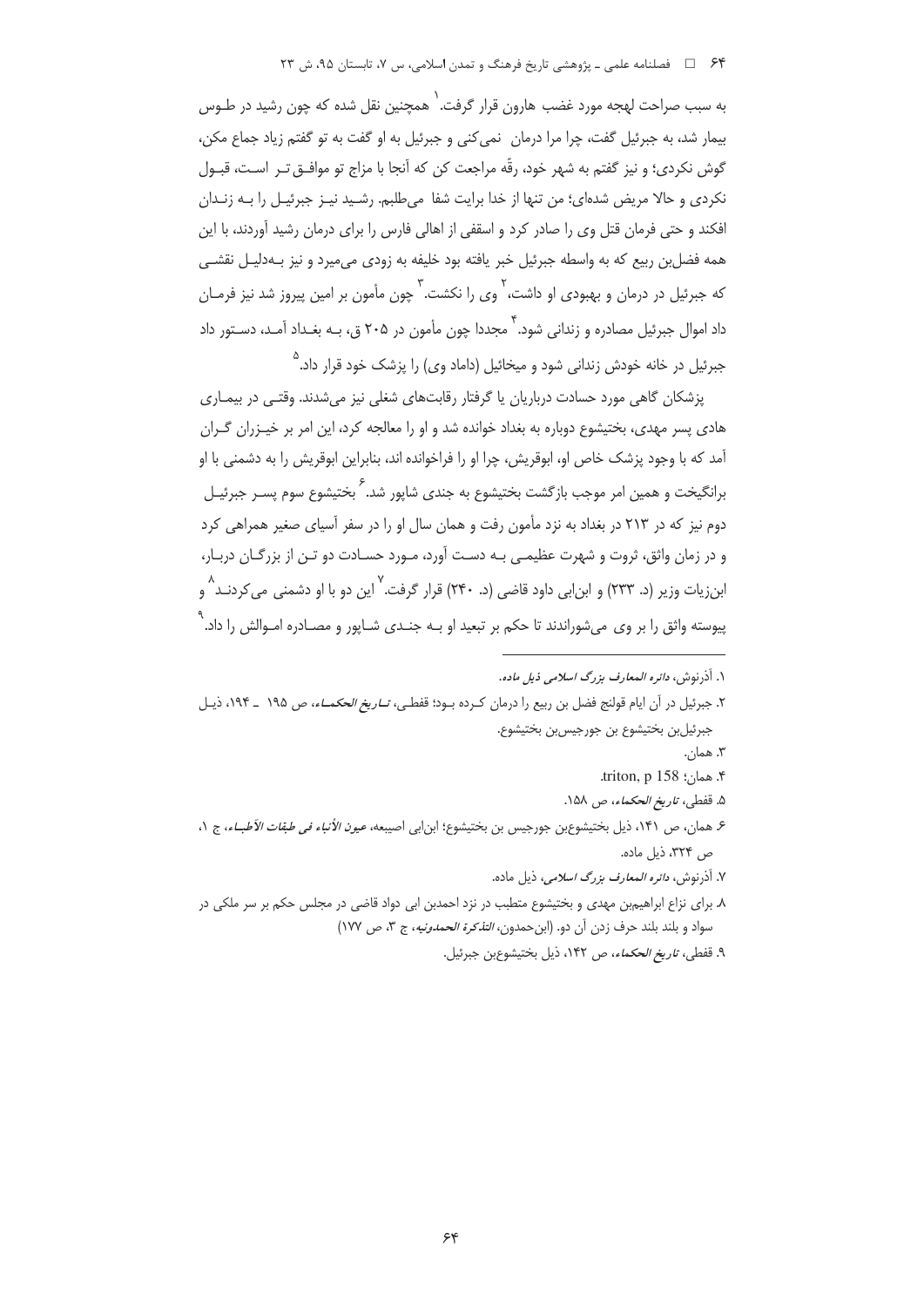به سبب صراحت لهجه مورد غضب هارون قرار گرفت.[1] همچنین نقل شده که چون رشید در طوس بیمار شد، به جبرئیل گفت، چرا مرا درمان نمی‌کنی و جبرئیل به او گفت به تو گفتم زیاد جماع مکن، گوش نکردی؛ و نیز گفتم به شهر خود، رقّه مراجعت کن که آنجا با مزاج تو موافق‌تر است، قبول نکردی و حالا مریض شده‌ای؛ من تنها از خدا برایت شفا می‌طلبم. رشید نیز جبرئیل را به زندان افکند و حتی فرمان قتل وی را صادر کرد و اسقفی از اهالی فارس را برای درمان رشید آوردند، با این همه فضل‌بن ربیع که به واسطه جبرئیل خبر یافته بود خلیفه به زودی می‌میرد و نیز به‌دلیل نقشی که جبرئیل در درمان و بهبودی او داشت،[2] وی را نکشت.[3] چون مأمون بر امین پیروز شد نیز فرمان داد اموال جبرئیل مصادره و زندانی شود.[4] مجددا چون مأمون در ۲۰۵ ق، به بغداد آمد، دستور داد جبرئیل در خانه خودش زندانی شود و میخائیل (داماد وی) را پزشک خود قرار داد.[5]

پزشکان گاهی مورد حسادت درباریان یا گرفتار رقابت‌های شغلی نیز می‌شدند. وقتی در بیماری هادی پسر مهدی، بختیشوع دوباره به بغداد خوانده شد و او را معالجه کرد، این امر بر خیزران گران آمد که با وجود پزشک خاص او، ابوقریش، چرا او را فراخوانده اند، بنابراین ابوقریش را به دشمنی با او برانگیخت و همین امر موجب بازگشت بختیشوع به جندی شاپور شد.[6] بختیشوع سوم پسر جبرئیل دوم نیز که در ۲۱۳ در بغداد به نزد مأمون رفت و همان سال او را در سفر آسیای صغیر همراهی کرد و در زمان واثق، ثروت و شهرت عظیمی به دست آورد، مورد حسادت دو تن از بزرگان دربار، ابن‌زیات وزیر (د. ۲۳۳) و ابن‌ابی داود قاضی (د. ۲۴۰) قرار گرفت.[7] این دو با او دشمنی می‌کردند[8] و پیوسته واثق را بر وی می‌شوراندند تا حکم بر تبعید او به جندی شاپور و مصادره اموالش را داد.[9]

---

۱. آذرنوش، *دائره المعارف بزرگ اسلامی* ذیل ماده.

۲. جبرئیل در آن ایام قولنج فضل بن ربیع را درمان کرده بود؛ قفطی، *تاریخ الحکماء*، ص ۱۹۵ ـ ۱۹۴، ذیل جبرئیل‌بن بختیشوع بن جورجیس‌بن بختیشوع.

۳. همان.

۴. همان؛ triton, p 158.

۵. قفطی، *تاریخ الحکماء*، ص ۱۵۸.

۶. همان، ص ۱۴۱، ذیل بختیشوع‌بن جورجیس بن بختیشوع؛ ابن‌ابی اصیبعه، *عیون الأنباء فی طبقات الأطباء*، ج ۱، ص ۳۲۴، ذیل ماده.

۷. آذرنوش، *دائره المعارف بزرگ اسلامی*، ذیل ماده.

۸. برای نزاع ابراهیم‌بن مهدی و بختیشوع متطبب در نزد احمدبن ابی دواد قاضی در مجلس حکم بر سر ملکی در سواد و بلند بلند حرف زدن آن دو. (ابن‌حمدون، *التذکرة الحمدونیه*، ج ۳، ص ۱۷۷)

۹. قفطی، *تاریخ الحکماء*، ص ۱۴۲، ذیل بختیشوع‌بن جبرئیل.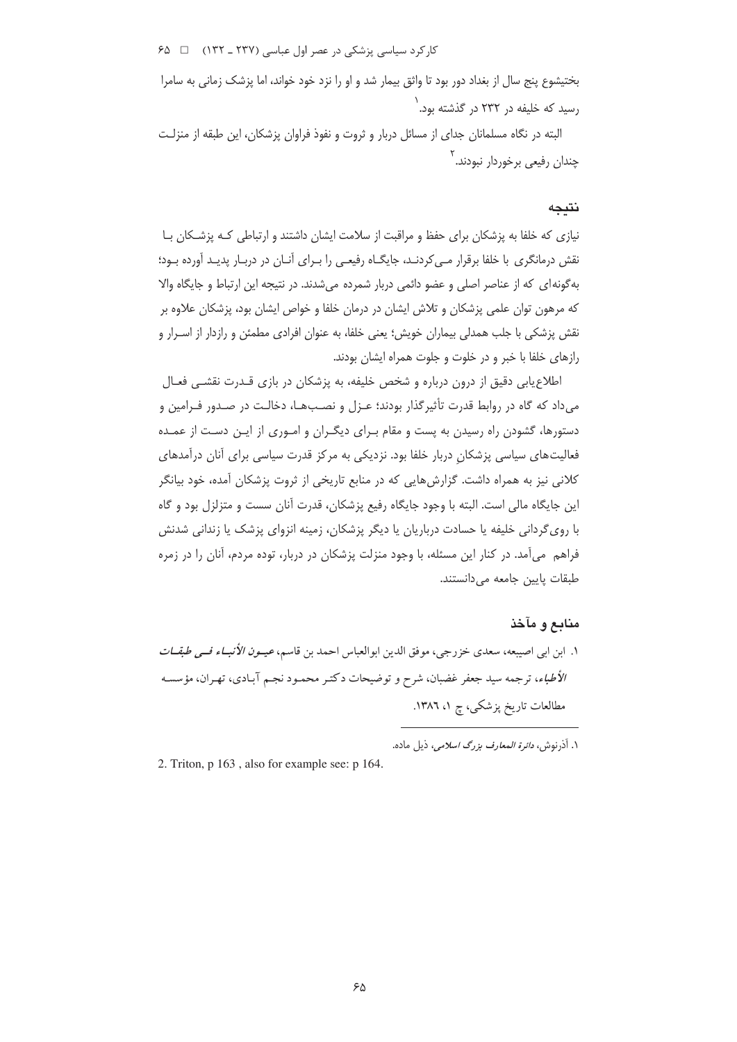بختیشوع پنج سال از بغداد دور بود تا واثق بیمار شد و او را نزد خود خواند، اما پزشک زمانی به سامرا رسید که خلیفه در ۲۳۲ در گذشته بود.[1]

البته در نگاه مسلمانان جدای از مسائل دربار و ثروت و نفوذ فراوان پزشکان، این طبقه از منزلت چندان رفیعی برخوردار نبودند.[2]

## نتیجه

نیازی که خلفا به پزشکان برای حفظ و مراقبت از سلامت ایشان داشتند و ارتباطی که پزشکان با نقش درمانگری با خلفا برقرار می‌کردند، جایگاه رفیعی را برای آنان در دربار پدید آورده بود؛ به‌گونه‌ای که از عناصر اصلی و عضو دائمی دربار شمرده می‌شدند. در نتیجه این ارتباط و جایگاه والا که مرهون توان علمی پزشکان و تلاش ایشان در درمان خلفا و خواص ایشان بود، پزشکان علاوه بر نقش پزشکی با جلب همدلی بیماران خویش؛ یعنی خلفا، به عنوان افرادی مطمئن و رازدار از اسرار و رازهای خلفا با خبر و در خلوت و جلوت همراه ایشان بودند.

اطلاع‌یابی دقیق از درون دربار و شخص خلیفه، به پزشکان در بازی قدرت نقشی فعال می‌داد که گاه در روابط قدرت تأثیرگذار بودند؛ عزل و نصب‌ها، دخالت در صدور فرامین و دستورها، گشودن راه رسیدن به پست و مقام برای دیگران و اموری از این دست از عمده فعالیت‌های سیاسی پزشکانِ دربار خلفا بود. نزدیکی به مرکز قدرت سیاسی برای آنان درآمدهای کلانی نیز به همراه داشت. گزارش‌هایی که در منابع تاریخی از ثروت پزشکان آمده، خود بیانگر این جایگاه مالی است. البته با وجود جایگاه رفیع پزشکان، قدرت آنان سست و متزلزل بود و گاه با روی‌گردانی خلیفه یا حسادت درباریان یا دیگر پزشکان، زمینه انزوای پزشک یا زندانی شدنش فراهم می‌آمد. در کنار این مسئله، با وجود منزلت پزشکان در دربار، توده مردم، آنان را در زمره طبقات پایین جامعه می‌دانستند.

## منابع و مآخذ

۱. ابن ابی اصیبعه، سعدی خزرجی، موفق الدین ابوالعباس احمد بن قاسم، *عیون الأنباء فی طبقات الأطباء*، ترجمه سید جعفر غضبان، شرح و توضیحات دکتر محمود نجم آبادی، تهران، مؤسسه مطالعات تاریخ پزشکی، چ ۱، ۱۳۸٦.

---

[1] آذرنوش، *دائرة المعارف بزرگ اسلامی*، ذیل ماده.

[2] Triton, p 163 , also for example see: p 164.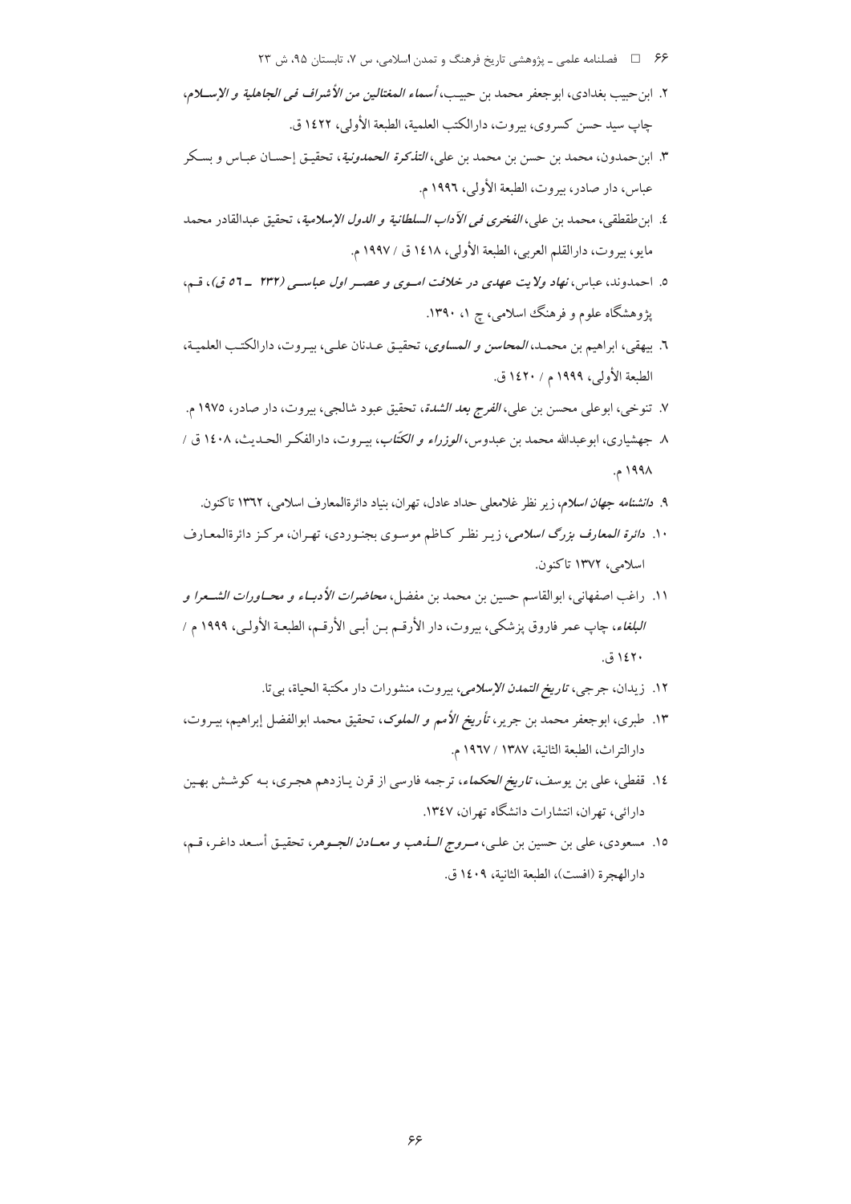۲. ابن‌حبیب بغدادی، ابوجعفر محمد بن حبیب، *أسماء المغتالین من الأشراف فی الجاهلیة و الإسلام*، چاپ سید حسن کسروی، بیروت، دارالکتب العلمیة، الطبعة الأولی، ۱٤۲۲ ق.

۳. ابن‌حمدون، محمد بن حسن بن محمد بن علی، *التذکرة الحمدونیة*، تحقیق إحسان عباس و بسکر عباس، دار صادر، بیروت، الطبعة الأولی، ۱۹۹٦ م.

٤. ابن‌طقطقی، محمد بن علی، *الفخری فی الآداب السلطانیة و الدول الإسلامیة*، تحقیق عبدالقادر محمد مایو، بیروت، دارالقلم العربی، الطبعة الأولی، ۱٤۱۸ ق / ۱۹۹۷ م.

٥. احمدوند، عباس، *نهاد ولایت عهدی در خلافت اموی و عصر اول عباسی (۲۳۲ ـ ٥٦ ق)*، قم، پژوهشگاه علوم و فرهنگ اسلامی، چ ۱، ۱۳۹۰.

٦. بیهقی، ابراهیم بن محمد، *المحاسن و المساوی*، تحقیق عدنان علی، بیروت، دارالکتب العلمیة، الطبعة الأولی، ۱۹۹۹ م / ۱٤۲۰ ق.

۷. تنوخی، ابوعلی محسن بن علی، *الفرج بعد الشدة*، تحقیق عبود شالجی، بیروت، دار صادر، ۱۹۷٥ م.

۸. جهشیاری، ابوعبدالله محمد بن عبدوس، *الوزراء و الکتّاب*، بیروت، دارالفکر الحدیث، ۱٤۰۸ ق / ۱۹۹۸ م.

۹. *دانشنامه جهان اسلام*، زیر نظر غلامعلی حداد عادل، تهران، بنیاد دائرةالمعارف اسلامی، ۱۳٦۲ تاکنون.

۱۰. *دائرة المعارف بزرگ اسلامی*، زیر نظر کاظم موسوی بجنوردی، تهران، مرکز دائرةالمعارف اسلامی، ۱۳۷۲ تاکنون.

۱۱. راغب اصفهانی، ابوالقاسم حسین بن محمد بن مفضل، *محاضرات الأدباء و محاورات الشعرا و البلغاء*، چاپ عمر فاروق پزشکی، بیروت، دار الأرقم بن أبی الأرقم، الطبعة الأولی، ۱۹۹۹ م / ۱٤۲۰ ق.

۱۲. زیدان، جرجی، *تاریخ التمدن الإسلامی*، بیروت، منشورات دار مکتبة الحیاة، بی‌تا.

۱۳. طبری، ابوجعفر محمد بن جریر، *تأریخ الأمم و الملوک*، تحقیق محمد ابوالفضل إبراهیم، بیروت، دارالتراث، الطبعة الثانیة، ۱۳۸۷ / ۱۹٦۷ م.

۱٤. قفطی، علی بن یوسف، *تاریخ الحکماء*، ترجمه فارسی از قرن یازدهم هجری، به کوشش بهین دارائی، تهران، انتشارات دانشگاه تهران، ۱۳٤۷.

۱٥. مسعودی، علی بن حسین بن علی، *مروج الذهب و معادن الجوهر*، تحقیق أسعد داغر، قم، دارالهجرة (افست)، الطبعة الثانیة، ۱٤۰۹ ق.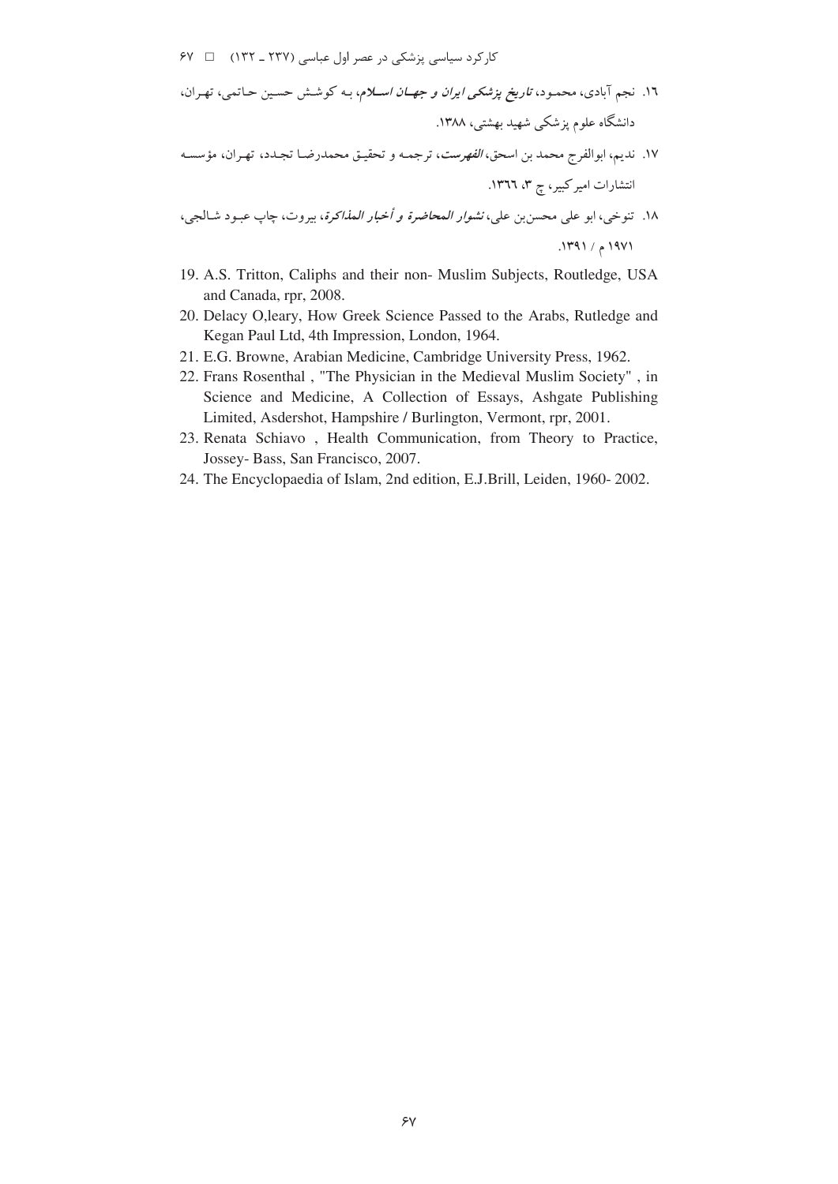۱۶. نجم آبادی، محمود، *تاریخ پزشکی ایران و جهان اسلام*، به کوشش حسین حاتمی، تهران، دانشگاه علوم پزشکی شهید بهشتی، ۱۳۸۸.

۱۷. ندیم، ابوالفرج محمد بن اسحق، *الفهرست*، ترجمه و تحقیق محمدرضا تجدد، تهران، مؤسسه انتشارات امیرکبیر، چ ۳، ۱۳٦٦.

۱۸. تنوخی، ابو علی محسن‌بن علی، *نشوار المحاضرة و أخبار المذاکرة*، بیروت، چاپ عبود شالجی، ۱۹۷۱ م / ۱۳۹۱.

19. A.S. Tritton, Caliphs and their non- Muslim Subjects, Routledge, USA and Canada, rpr, 2008.
20. Delacy O,leary, How Greek Science Passed to the Arabs, Rutledge and Kegan Paul Ltd, 4th Impression, London, 1964.
21. E.G. Browne, Arabian Medicine, Cambridge University Press, 1962.
22. Frans Rosenthal , "The Physician in the Medieval Muslim Society" , in Science and Medicine, A Collection of Essays, Ashgate Publishing Limited, Asdershot, Hampshire / Burlington, Vermont, rpr, 2001.
23. Renata Schiavo , Health Communication, from Theory to Practice, Jossey- Bass, San Francisco, 2007.
24. The Encyclopaedia of Islam, 2nd edition, E.J.Brill, Leiden, 1960- 2002.